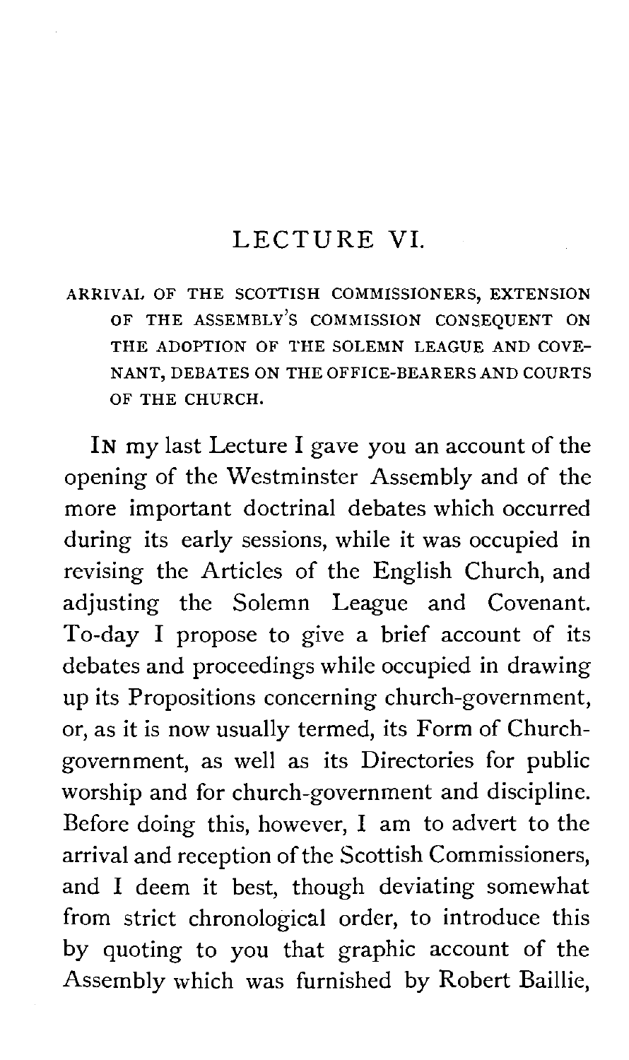## LECTURE VI.

ARRIVAL OF THE SCOTTISH COMMISSIONERS, EXTENSION OF THE ASSEMBLY'S COMMISSION CONSEQUENT ON THE ADOPTION OF THE SOLEMN LEAGUE AND COVENANT, DEBATES ON THE OFFICE-BEARERS AND COURTS OF THE CHURCH.

IN my last Lecture I gave you an account of the opening of the Westminster Assembly and of the more important doctrinal debates which occurred during its early sessions, while it was occupied in revising the Articles of the English Church, and adjusting the Solemn League and Covenant. To-day I propose to give a brief account of its debates and proceedings while occupied in drawing up its Propositions concerning church-government, or, as it is now usually termed, its Form of Church-government, as well as its Directories for public worship and for church-government and discipline. Before doing this, however, I am to advert to the arrival and reception of the Scottish Commissioners, and I deem it best, though deviating somewhat from strict chronological order, to introduce this by quoting to you that graphic account of the Assembly which was furnished by Robert Baillie,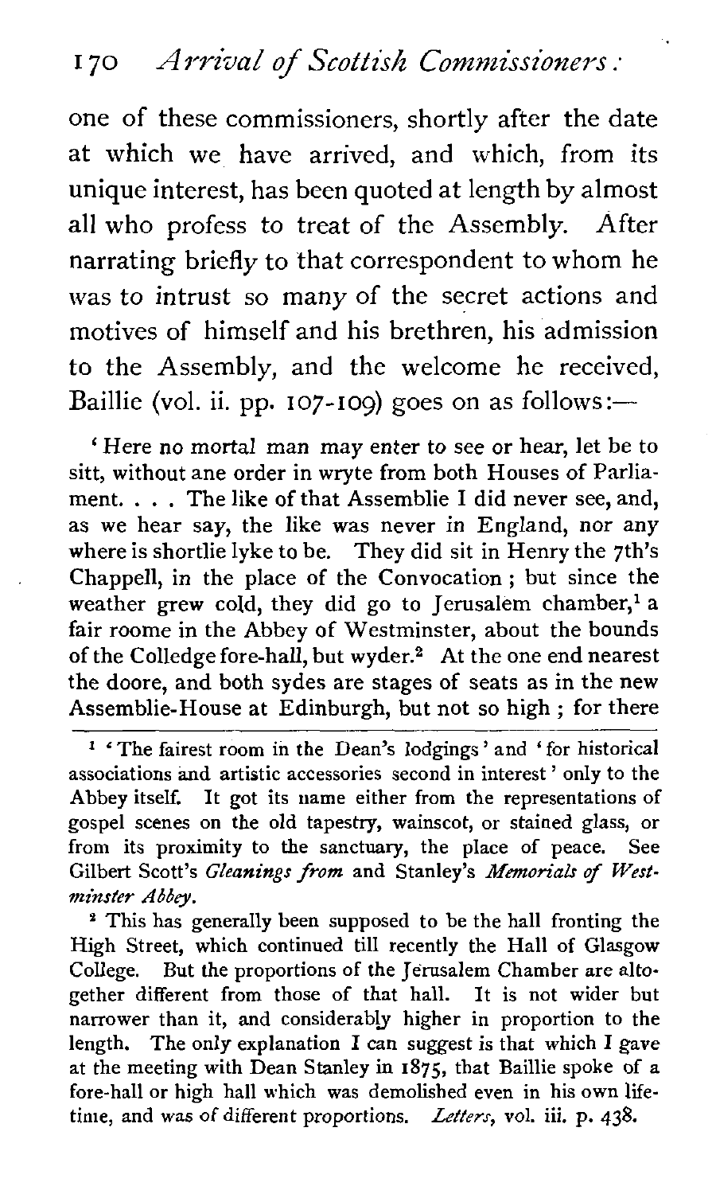one of these commissioners, shortly after the date at which we have arrived, and which, from its unique interest, has been quoted at length by almost all who profess to treat of the Assembly. After narrating briefly to that correspondent to whom he was to intrust so many of the secret actions and motives of himself and his brethren, his admission to the Assembly, and the welcome he received, Baillie (vol. ii. pp. 107-109) goes on as follows:—

'Here no mortal man may enter to see or hear, let be to sitt, without ane order in wryte from both Houses of Parliament. . . . The like of that Assemblie I did never see, and, as we hear say, the like was never in England, nor any where is shortlie lyke to be. They did sit in Henry the 7th's Chappell, in the place of the Convocation; but since the weather grew cold, they did go to Jerusalem chamber,[1] a fair roome in the Abbey of Westminster, about the bounds of the Colledge fore-hall, but wyder.[2] At the one end nearest the doore, and both sydes are stages of seats as in the new Assemblie-House at Edinburgh, but not so high; for there

---

[1] 'The fairest room in the Dean's lodgings' and 'for historical associations and artistic accessories second in interest' only to the Abbey itself. It got its name either from the representations of gospel scenes on the old tapestry, wainscot, or stained glass, or from its proximity to the sanctuary, the place of peace. See Gilbert Scott's *Gleanings from* and Stanley's *Memorials of Westminster Abbey*.

[2] This has generally been supposed to be the hall fronting the High Street, which continued till recently the Hall of Glasgow College. But the proportions of the Jerusalem Chamber are altogether different from those of that hall. It is not wider but narrower than it, and considerably higher in proportion to the length. The only explanation I can suggest is that which I gave at the meeting with Dean Stanley in 1875, that Baillie spoke of a fore-hall or high hall which was demolished even in his own lifetime, and was of different proportions. *Letters*, vol. iii. p. 438.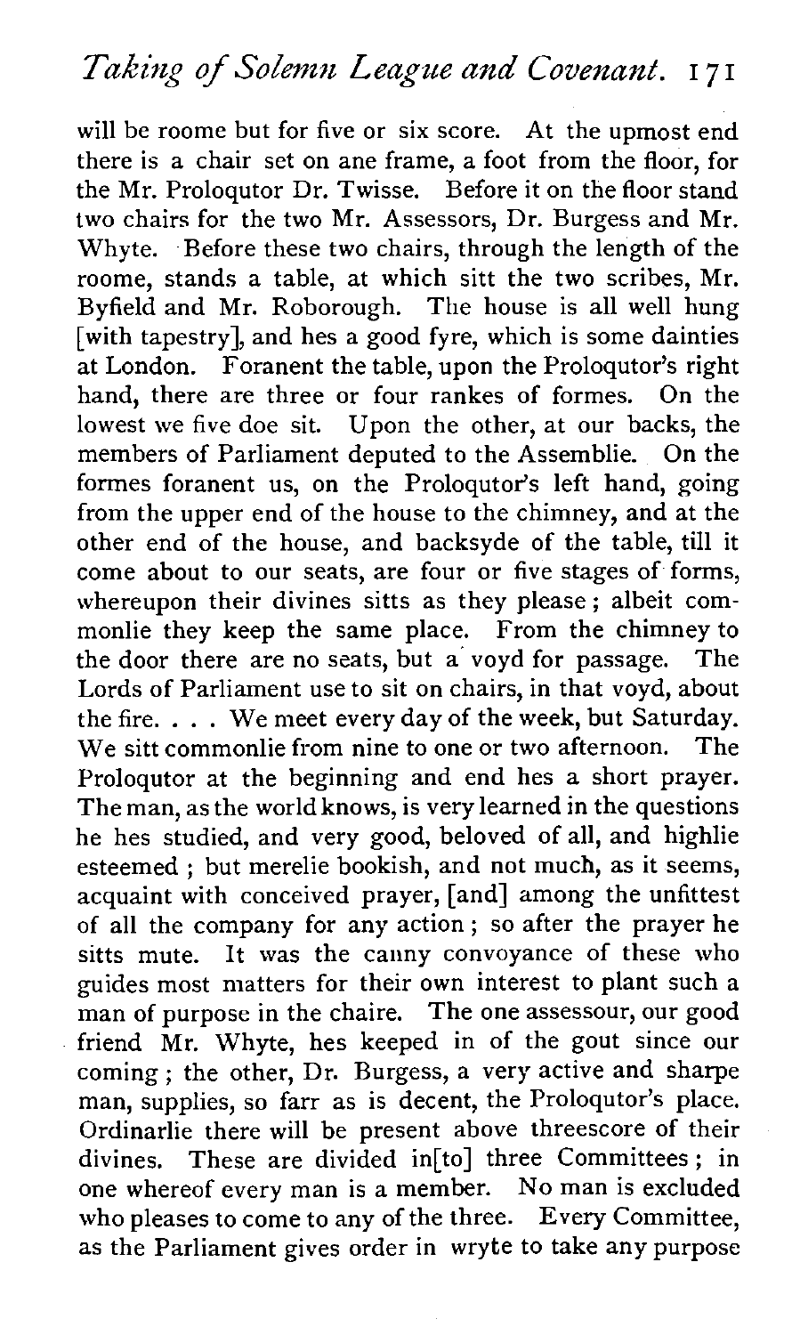will be roome but for five or six score. At the upmost end there is a chair set on ane frame, a foot from the floor, for the Mr. Proloqutor Dr. Twisse. Before it on the floor stand two chairs for the two Mr. Assessors, Dr. Burgess and Mr. Whyte. Before these two chairs, through the length of the roome, stands a table, at which sitt the two scribes, Mr. Byfield and Mr. Roborough. The house is all well hung [with tapestry], and hes a good fyre, which is some dainties at London. Foranent the table, upon the Proloqutor's right hand, there are three or four rankes of formes. On the lowest we five doe sit. Upon the other, at our backs, the members of Parliament deputed to the Assemblie. On the formes foranent us, on the Proloqutor's left hand, going from the upper end of the house to the chimney, and at the other end of the house, and backsyde of the table, till it come about to our seats, are four or five stages of forms, whereupon their divines sitts as they please; albeit commonlie they keep the same place. From the chimney to the door there are no seats, but a voyd for passage. The Lords of Parliament use to sit on chairs, in that voyd, about the fire. . . . We meet every day of the week, but Saturday. We sitt commonlie from nine to one or two afternoon. The Proloqutor at the beginning and end hes a short prayer. The man, as the world knows, is very learned in the questions he hes studied, and very good, beloved of all, and highlie esteemed; but merelie bookish, and not much, as it seems, acquaint with conceived prayer, [and] among the unfittest of all the company for any action; so after the prayer he sitts mute. It was the canny convoyance of these who guides most matters for their own interest to plant such a man of purpose in the chaire. The one assessour, our good friend Mr. Whyte, hes keeped in of the gout since our coming; the other, Dr. Burgess, a very active and sharpe man, supplies, so farr as is decent, the Proloqutor's place. Ordinarlie there will be present above threescore of their divines. These are divided in[to] three Committees; in one whereof every man is a member. No man is excluded who pleases to come to any of the three. Every Committee, as the Parliament gives order in wryte to take any purpose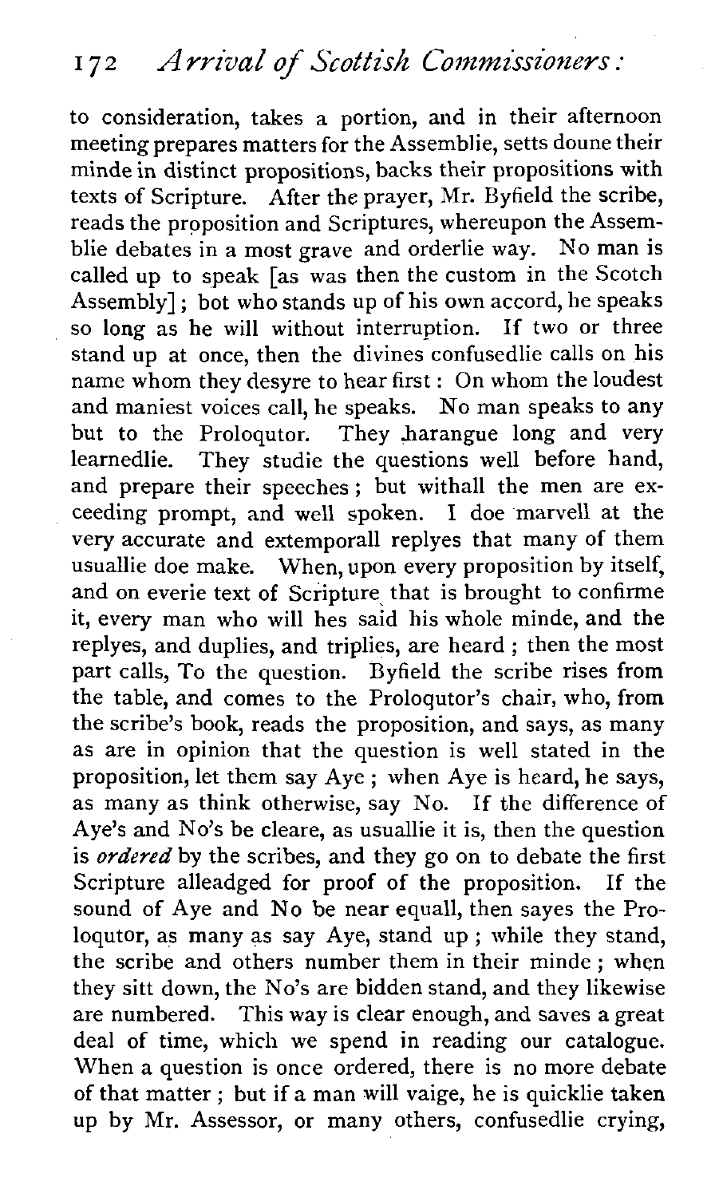to consideration, takes a portion, and in their afternoon meeting prepares matters for the Assemblie, setts doune their minde in distinct propositions, backs their propositions with texts of Scripture. After the prayer, Mr. Byfield the scribe, reads the proposition and Scriptures, whereupon the Assemblie debates in a most grave and orderlie way. No man is called up to speak [as was then the custom in the Scotch Assembly]; bot who stands up of his own accord, he speaks so long as he will without interruption. If two or three stand up at once, then the divines confusedlie calls on his name whom they desyre to hear first: On whom the loudest and maniest voices call, he speaks. No man speaks to any but to the Proloqutor. They harangue long and very learnedlie. They studie the questions well before hand, and prepare their speeches; but withall the men are exceeding prompt, and well spoken. I doe marvell at the very accurate and extemporall replyes that many of them usuallie doe make. When, upon every proposition by itself, and on everie text of Scripture that is brought to confirme it, every man who will hes said his whole minde, and the replyes, and duplies, and triplies, are heard; then the most part calls, To the question. Byfield the scribe rises from the table, and comes to the Proloqutor's chair, who, from the scribe's book, reads the proposition, and says, as many as are in opinion that the question is well stated in the proposition, let them say Aye; when Aye is heard, he says, as many as think otherwise, say No. If the difference of Aye's and No's be cleare, as usuallie it is, then the question is *ordered* by the scribes, and they go on to debate the first Scripture alleadged for proof of the proposition. If the sound of Aye and No be near equall, then sayes the Proloqutor, as many as say Aye, stand up; while they stand, the scribe and others number them in their minde; when they sitt down, the No's are bidden stand, and they likewise are numbered. This way is clear enough, and saves a great deal of time, which we spend in reading our catalogue. When a question is once ordered, there is no more debate of that matter; but if a man will vaige, he is quicklie taken up by Mr. Assessor, or many others, confusedlie crying,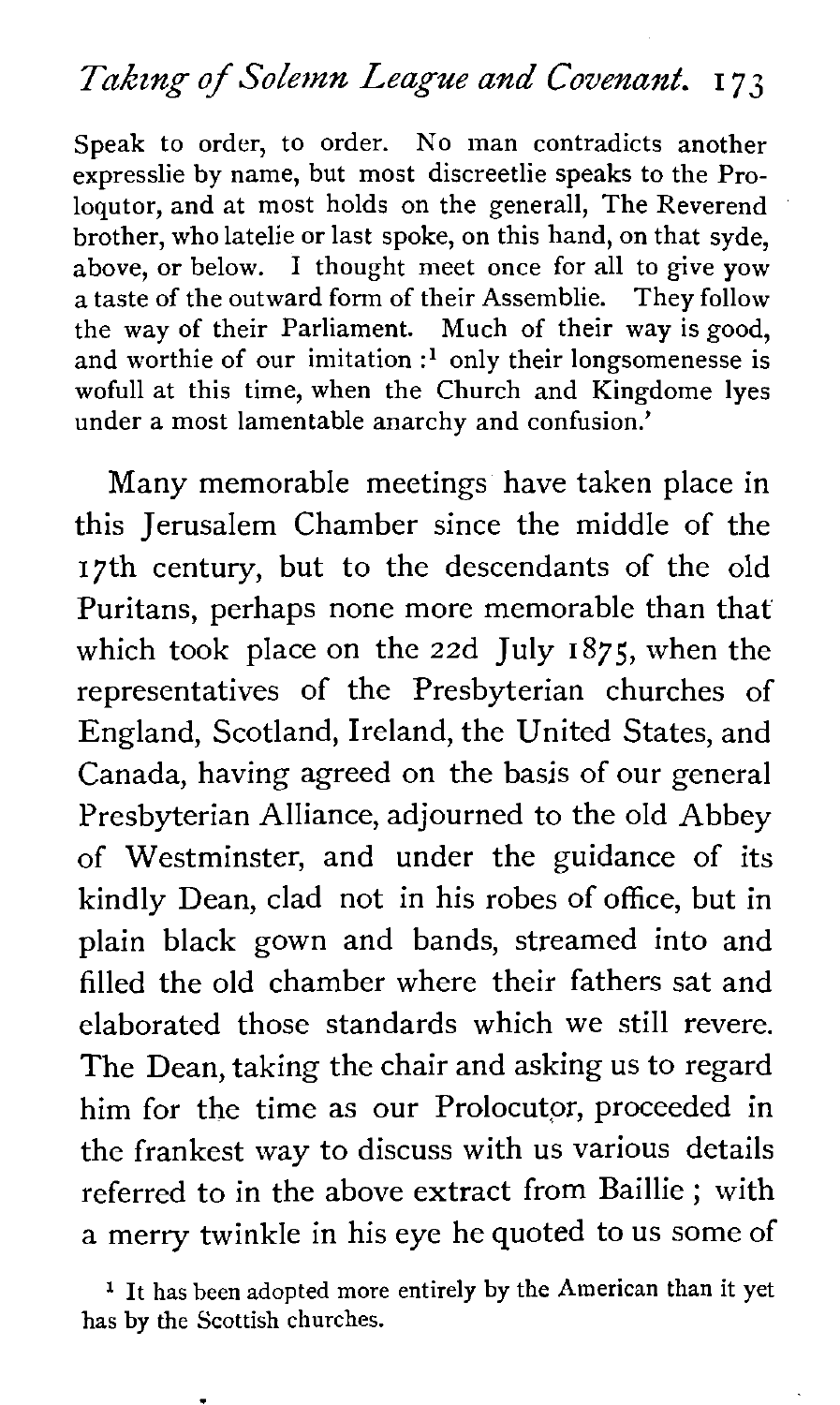Speak to order, to order. No man contradicts another expresslie by name, but most discreetlie speaks to the Prolocutor, and at most holds on the generall, The Reverend brother, who latelie or last spoke, on this hand, on that syde, above, or below. I thought meet once for all to give yow a taste of the outward form of their Assemblie. They follow the way of their Parliament. Much of their way is good, and worthie of our imitation :[1] only their longsomenesse is wofull at this time, when the Church and Kingdome lyes under a most lamentable anarchy and confusion.'

Many memorable meetings have taken place in this Jerusalem Chamber since the middle of the 17th century, but to the descendants of the old Puritans, perhaps none more memorable than that which took place on the 22d July 1875, when the representatives of the Presbyterian churches of England, Scotland, Ireland, the United States, and Canada, having agreed on the basis of our general Presbyterian Alliance, adjourned to the old Abbey of Westminster, and under the guidance of its kindly Dean, clad not in his robes of office, but in plain black gown and bands, streamed into and filled the old chamber where their fathers sat and elaborated those standards which we still revere. The Dean, taking the chair and asking us to regard him for the time as our Prolocutor, proceeded in the frankest way to discuss with us various details referred to in the above extract from Baillie ; with a merry twinkle in his eye he quoted to us some of

[1] It has been adopted more entirely by the American than it yet has by the Scottish churches.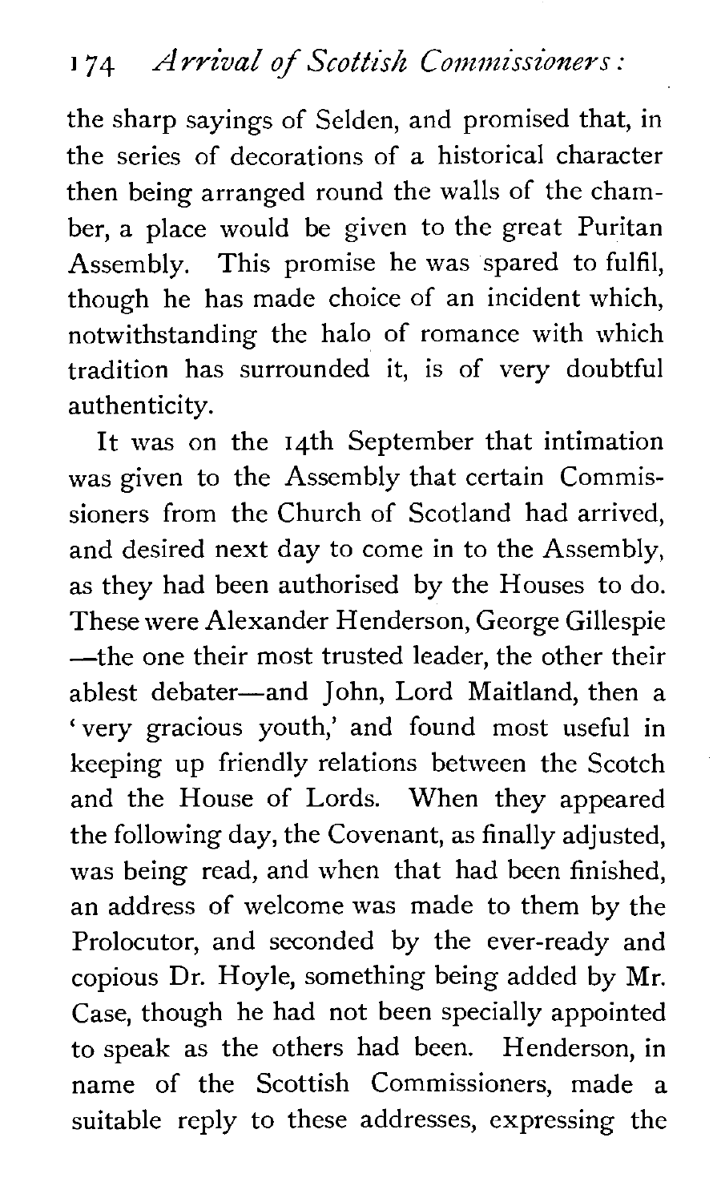the sharp sayings of Selden, and promised that, in the series of decorations of a historical character then being arranged round the walls of the chamber, a place would be given to the great Puritan Assembly. This promise he was spared to fulfil, though he has made choice of an incident which, notwithstanding the halo of romance with which tradition has surrounded it, is of very doubtful authenticity.

It was on the 14th September that intimation was given to the Assembly that certain Commissioners from the Church of Scotland had arrived, and desired next day to come in to the Assembly, as they had been authorised by the Houses to do. These were Alexander Henderson, George Gillespie —the one their most trusted leader, the other their ablest debater—and John, Lord Maitland, then a 'very gracious youth,' and found most useful in keeping up friendly relations between the Scotch and the House of Lords. When they appeared the following day, the Covenant, as finally adjusted, was being read, and when that had been finished, an address of welcome was made to them by the Prolocutor, and seconded by the ever-ready and copious Dr. Hoyle, something being added by Mr. Case, though he had not been specially appointed to speak as the others had been. Henderson, in name of the Scottish Commissioners, made a suitable reply to these addresses, expressing the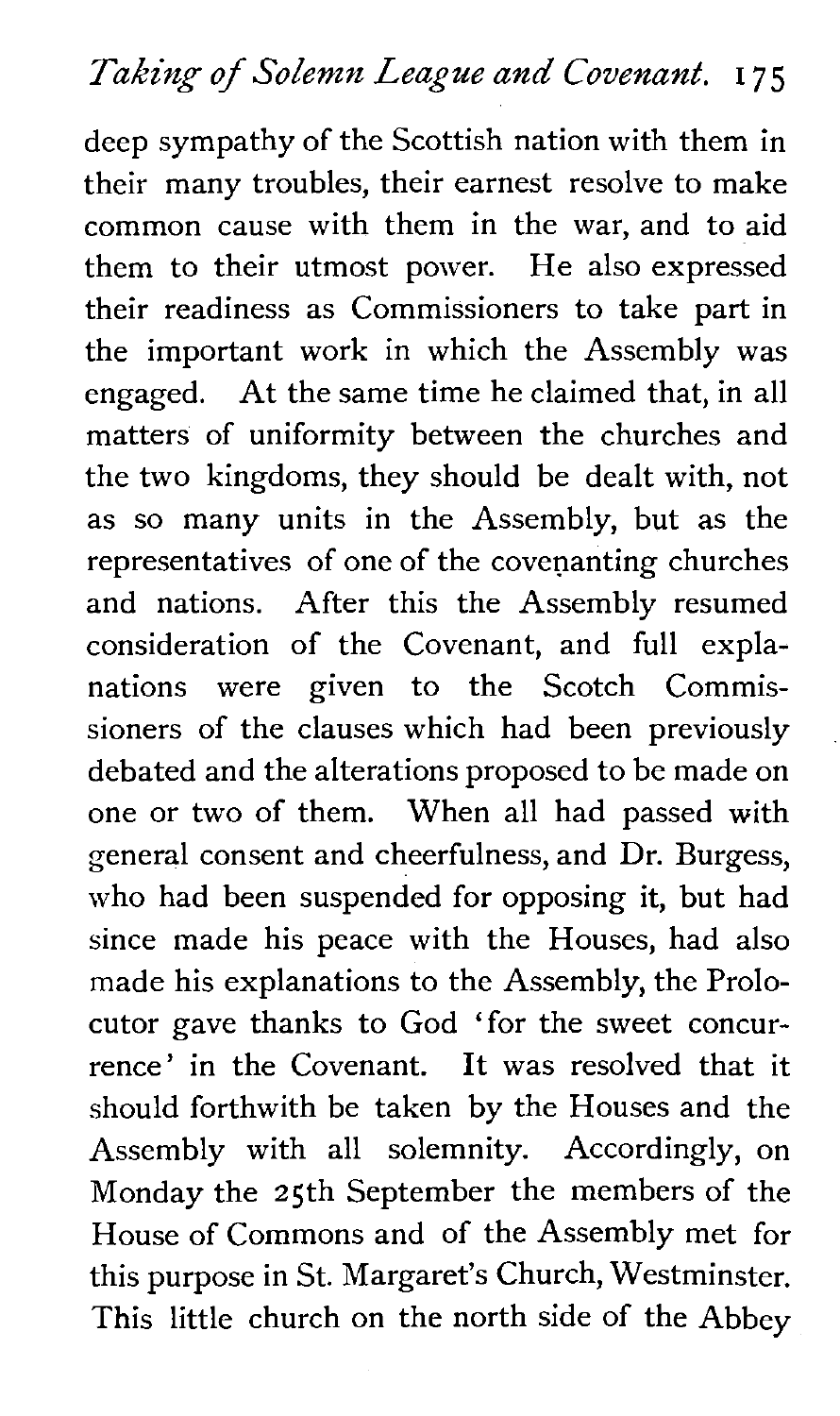deep sympathy of the Scottish nation with them in their many troubles, their earnest resolve to make common cause with them in the war, and to aid them to their utmost power. He also expressed their readiness as Commissioners to take part in the important work in which the Assembly was engaged. At the same time he claimed that, in all matters of uniformity between the churches and the two kingdoms, they should be dealt with, not as so many units in the Assembly, but as the representatives of one of the covenanting churches and nations. After this the Assembly resumed consideration of the Covenant, and full explanations were given to the Scotch Commissioners of the clauses which had been previously debated and the alterations proposed to be made on one or two of them. When all had passed with general consent and cheerfulness, and Dr. Burgess, who had been suspended for opposing it, but had since made his peace with the Houses, had also made his explanations to the Assembly, the Prolocutor gave thanks to God 'for the sweet concurrence' in the Covenant. It was resolved that it should forthwith be taken by the Houses and the Assembly with all solemnity. Accordingly, on Monday the 25th September the members of the House of Commons and of the Assembly met for this purpose in St. Margaret's Church, Westminster. This little church on the north side of the Abbey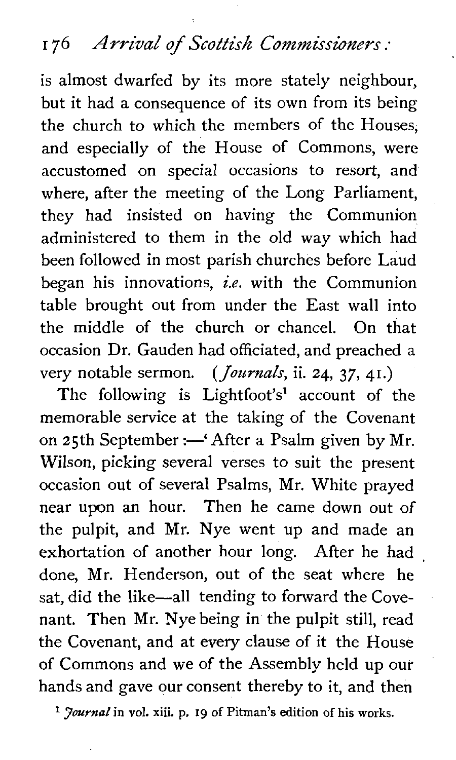is almost dwarfed by its more stately neighbour, but it had a consequence of its own from its being the church to which the members of the Houses, and especially of the House of Commons, were accustomed on special occasions to resort, and where, after the meeting of the Long Parliament, they had insisted on having the Communion administered to them in the old way which had been followed in most parish churches before Laud began his innovations, *i.e.* with the Communion table brought out from under the East wall into the middle of the church or chancel. On that occasion Dr. Gauden had officiated, and preached a very notable sermon. (*Journals*, ii. 24, 37, 41.)

The following is Lightfoot's[1] account of the memorable service at the taking of the Covenant on 25th September:—'After a Psalm given by Mr. Wilson, picking several verses to suit the present occasion out of several Psalms, Mr. White prayed near upon an hour. Then he came down out of the pulpit, and Mr. Nye went up and made an exhortation of another hour long. After he had done, Mr. Henderson, out of the seat where he sat, did the like—all tending to forward the Covenant. Then Mr. Nye being in the pulpit still, read the Covenant, and at every clause of it the House of Commons and we of the Assembly held up our hands and gave our consent thereby to it, and then

[1] *Journal* in vol. xiii. p. 19 of Pitman's edition of his works.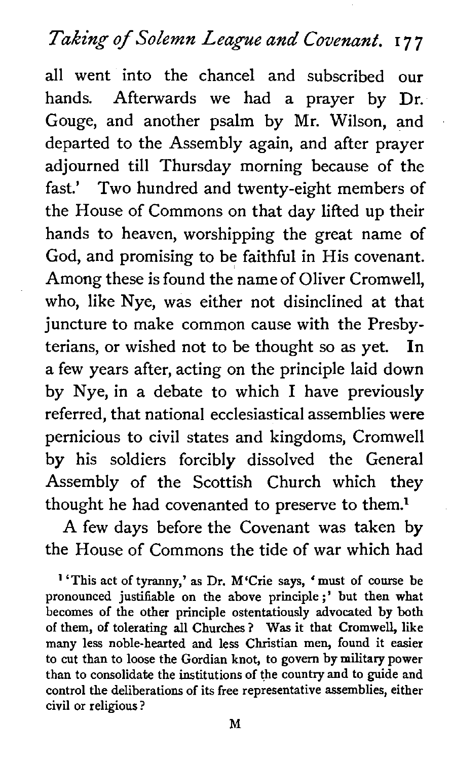all went into the chancel and subscribed our hands. Afterwards we had a prayer by Dr. Gouge, and another psalm by Mr. Wilson, and departed to the Assembly again, and after prayer adjourned till Thursday morning because of the fast.' Two hundred and twenty-eight members of the House of Commons on that day lifted up their hands to heaven, worshipping the great name of God, and promising to be faithful in His covenant. Among these is found the name of Oliver Cromwell, who, like Nye, was either not disinclined at that juncture to make common cause with the Presbyterians, or wished not to be thought so as yet. In a few years after, acting on the principle laid down by Nye, in a debate to which I have previously referred, that national ecclesiastical assemblies were pernicious to civil states and kingdoms, Cromwell by his soldiers forcibly dissolved the General Assembly of the Scottish Church which they thought he had covenanted to preserve to them.[1]

A few days before the Covenant was taken by the House of Commons the tide of war which had

[1] 'This act of tyranny,' as Dr. M'Crie says, 'must of course be pronounced justifiable on the above principle;' but then what becomes of the other principle ostentatiously advocated by both of them, of tolerating all Churches? Was it that Cromwell, like many less noble-hearted and less Christian men, found it easier to cut than to loose the Gordian knot, to govern by military power than to consolidate the institutions of the country and to guide and control the deliberations of its free representative assemblies, either civil or religious?

M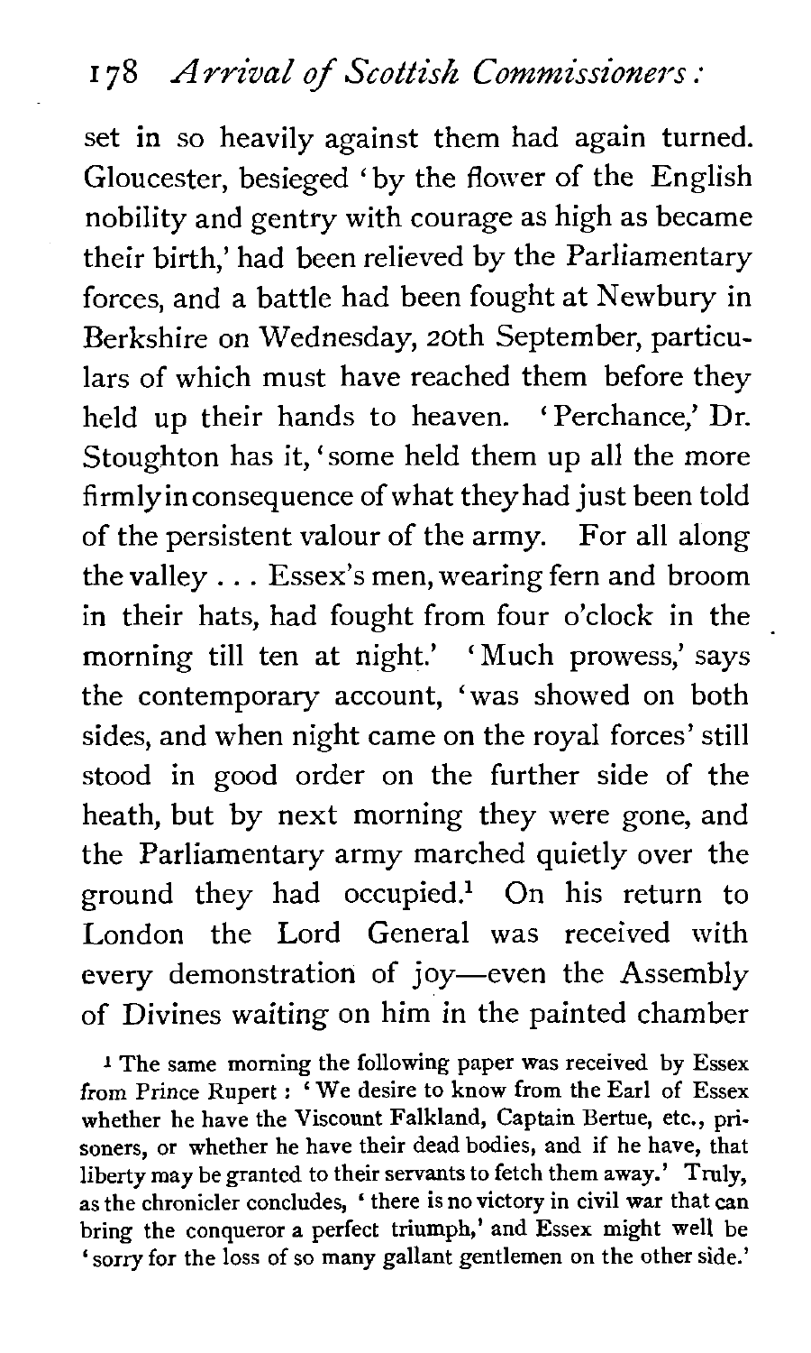set in so heavily against them had again turned. Gloucester, besieged 'by the flower of the English nobility and gentry with courage as high as became their birth,' had been relieved by the Parliamentary forces, and a battle had been fought at Newbury in Berkshire on Wednesday, 20th September, particulars of which must have reached them before they held up their hands to heaven. 'Perchance,' Dr. Stoughton has it, 'some held them up all the more firmly in consequence of what they had just been told of the persistent valour of the army. For all along the valley . . . Essex's men, wearing fern and broom in their hats, had fought from four o'clock in the morning till ten at night.' 'Much prowess,' says the contemporary account, 'was showed on both sides, and when night came on the royal forces' still stood in good order on the further side of the heath, but by next morning they were gone, and the Parliamentary army marched quietly over the ground they had occupied.[1] On his return to London the Lord General was received with every demonstration of joy—even the Assembly of Divines waiting on him in the painted chamber

[1] The same morning the following paper was received by Essex from Prince Rupert: 'We desire to know from the Earl of Essex whether he have the Viscount Falkland, Captain Bertue, etc., prisoners, or whether he have their dead bodies, and if he have, that liberty may be granted to their servants to fetch them away.' Truly, as the chronicler concludes, 'there is no victory in civil war that can bring the conqueror a perfect triumph,' and Essex might well be 'sorry for the loss of so many gallant gentlemen on the other side.'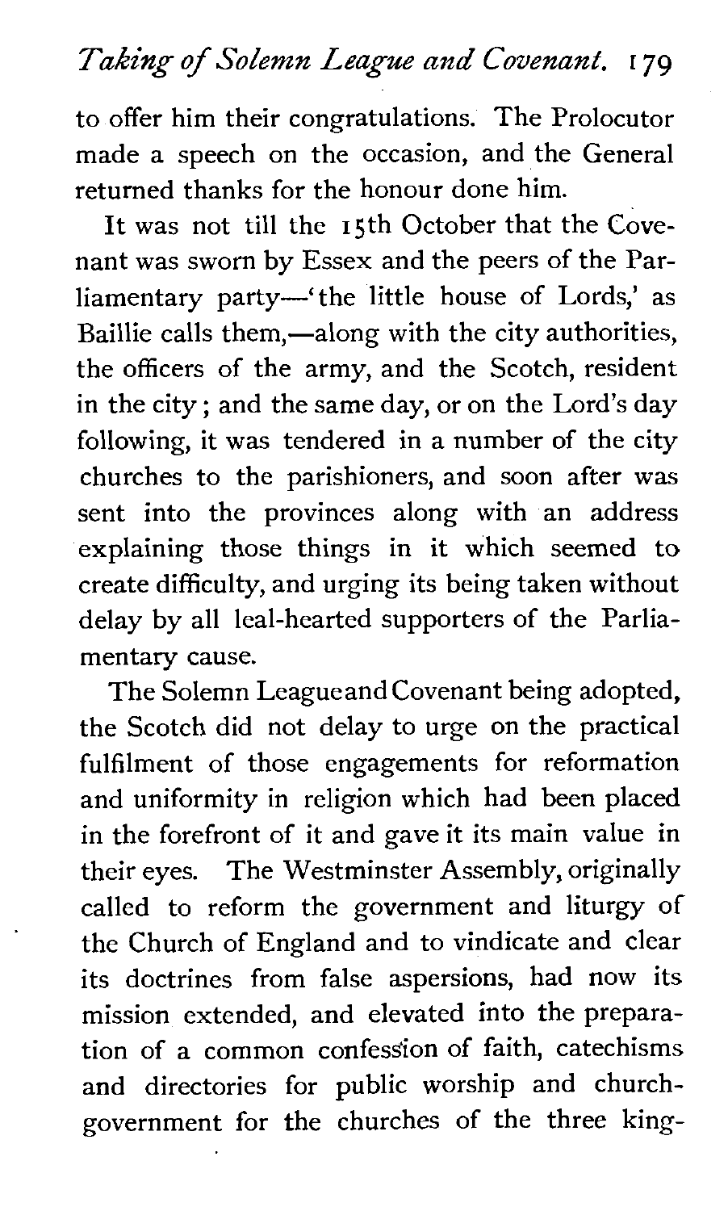to offer him their congratulations. The Prolocutor made a speech on the occasion, and the General returned thanks for the honour done him.

It was not till the 15th October that the Covenant was sworn by Essex and the peers of the Parliamentary party—'the little house of Lords,' as Baillie calls them,—along with the city authorities, the officers of the army, and the Scotch, resident in the city; and the same day, or on the Lord's day following, it was tendered in a number of the city churches to the parishioners, and soon after was sent into the provinces along with an address explaining those things in it which seemed to create difficulty, and urging its being taken without delay by all leal-hearted supporters of the Parliamentary cause.

The Solemn League and Covenant being adopted, the Scotch did not delay to urge on the practical fulfilment of those engagements for reformation and uniformity in religion which had been placed in the forefront of it and gave it its main value in their eyes. The Westminster Assembly, originally called to reform the government and liturgy of the Church of England and to vindicate and clear its doctrines from false aspersions, had now its mission extended, and elevated into the preparation of a common confession of faith, catechisms and directories for public worship and church-government for the churches of the three king-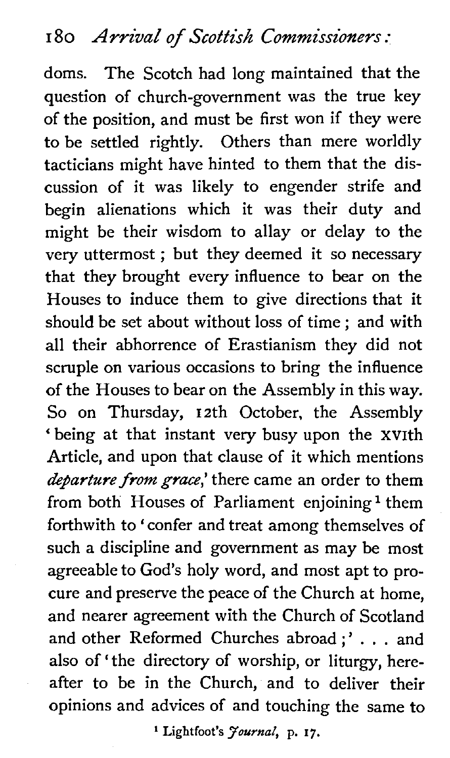doms. The Scotch had long maintained that the question of church-government was the true key of the position, and must be first won if they were to be settled rightly. Others than mere worldly tacticians might have hinted to them that the discussion of it was likely to engender strife and begin alienations which it was their duty and might be their wisdom to allay or delay to the very uttermost; but they deemed it so necessary that they brought every influence to bear on the Houses to induce them to give directions that it should be set about without loss of time; and with all their abhorrence of Erastianism they did not scruple on various occasions to bring the influence of the Houses to bear on the Assembly in this way. So on Thursday, 12th October, the Assembly 'being at that instant very busy upon the XVIth Article, and upon that clause of it which mentions *departure from grace*,' there came an order to them from both Houses of Parliament enjoining[1] them forthwith to 'confer and treat among themselves of such a discipline and government as may be most agreeable to God's holy word, and most apt to procure and preserve the peace of the Church at home, and nearer agreement with the Church of Scotland and other Reformed Churches abroad;' . . . and also of 'the directory of worship, or liturgy, hereafter to be in the Church, and to deliver their opinions and advices of and touching the same to

[1] Lightfoot's *Journal*, p. 17.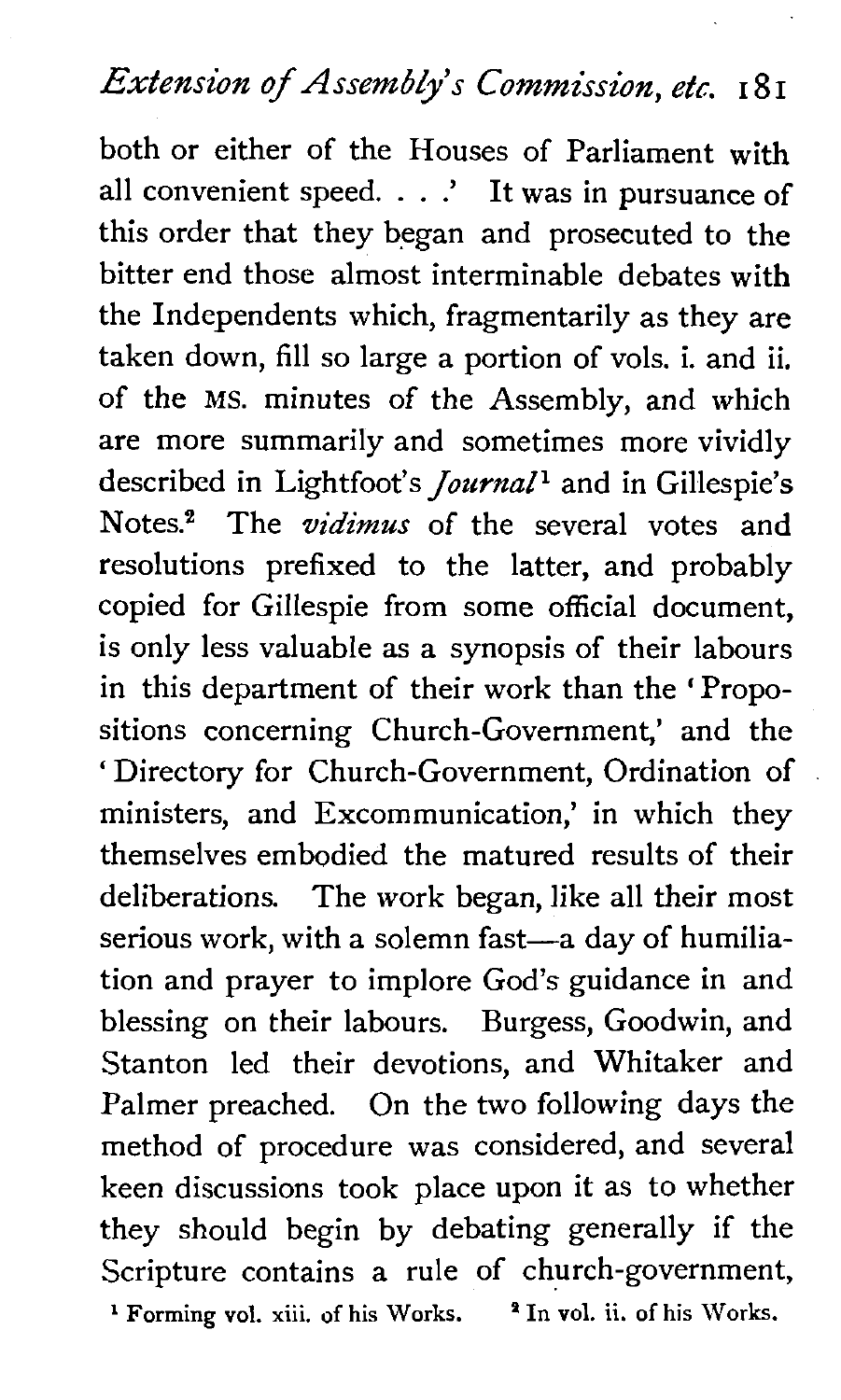both or either of the Houses of Parliament with all convenient speed. . . .' It was in pursuance of this order that they began and prosecuted to the bitter end those almost interminable debates with the Independents which, fragmentarily as they are taken down, fill so large a portion of vols. i. and ii. of the MS. minutes of the Assembly, and which are more summarily and sometimes more vividly described in Lightfoot's *Journal*[1] and in Gillespie's Notes.[2] The *vidimus* of the several votes and resolutions prefixed to the latter, and probably copied for Gillespie from some official document, is only less valuable as a synopsis of their labours in this department of their work than the 'Propositions concerning Church-Government,' and the 'Directory for Church-Government, Ordination of ministers, and Excommunication,' in which they themselves embodied the matured results of their deliberations. The work began, like all their most serious work, with a solemn fast—a day of humiliation and prayer to implore God's guidance in and blessing on their labours. Burgess, Goodwin, and Stanton led their devotions, and Whitaker and Palmer preached. On the two following days the method of procedure was considered, and several keen discussions took place upon it as to whether they should begin by debating generally if the Scripture contains a rule of church-government,

[1] Forming vol. xiii. of his Works. [2] In vol. ii. of his Works.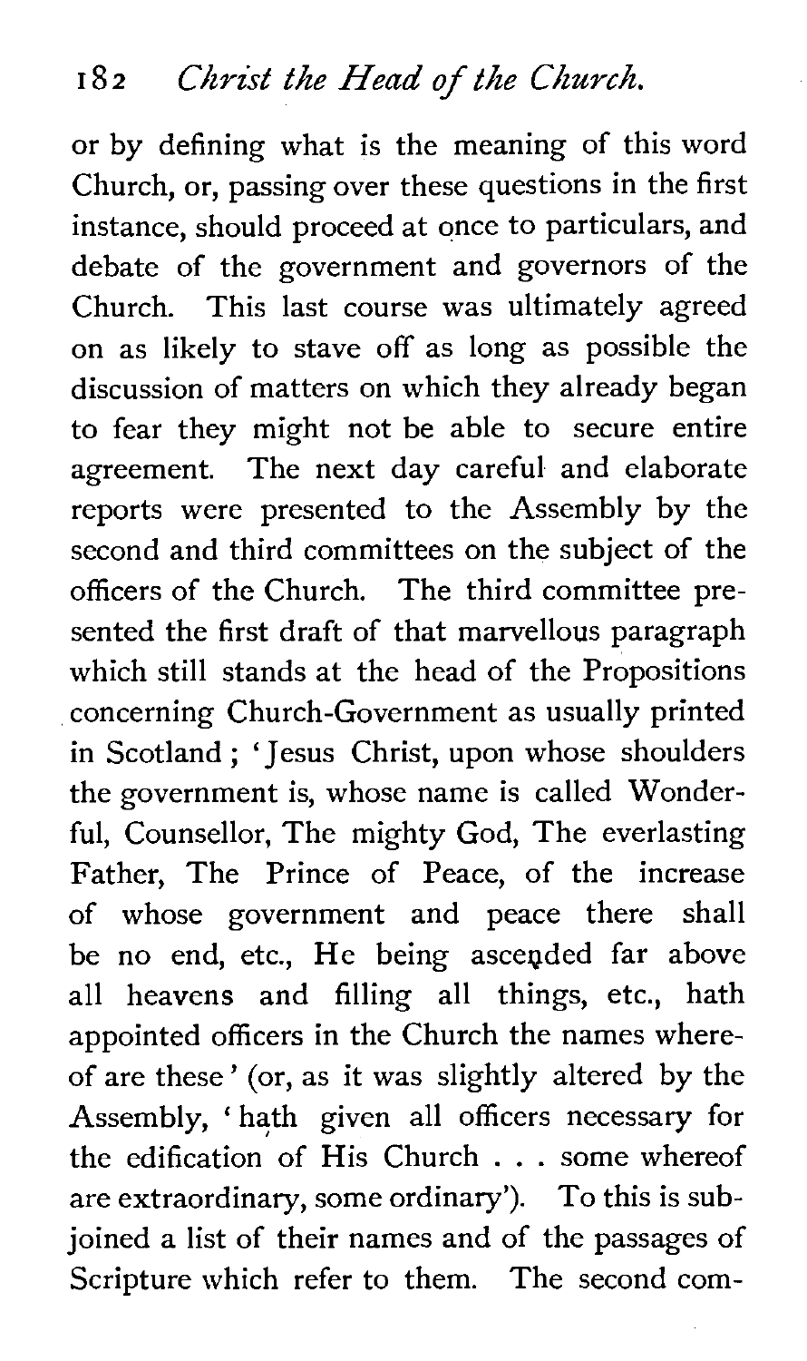or by defining what is the meaning of this word Church, or, passing over these questions in the first instance, should proceed at once to particulars, and debate of the government and governors of the Church. This last course was ultimately agreed on as likely to stave off as long as possible the discussion of matters on which they already began to fear they might not be able to secure entire agreement. The next day careful and elaborate reports were presented to the Assembly by the second and third committees on the subject of the officers of the Church. The third committee presented the first draft of that marvellous paragraph which still stands at the head of the Propositions concerning Church-Government as usually printed in Scotland; 'Jesus Christ, upon whose shoulders the government is, whose name is called Wonderful, Counsellor, The mighty God, The everlasting Father, The Prince of Peace, of the increase of whose government and peace there shall be no end, etc., He being ascended far above all heavens and filling all things, etc., hath appointed officers in the Church the names whereof are these' (or, as it was slightly altered by the Assembly, 'hath given all officers necessary for the edification of His Church . . . some whereof are extraordinary, some ordinary'). To this is subjoined a list of their names and of the passages of Scripture which refer to them. The second com-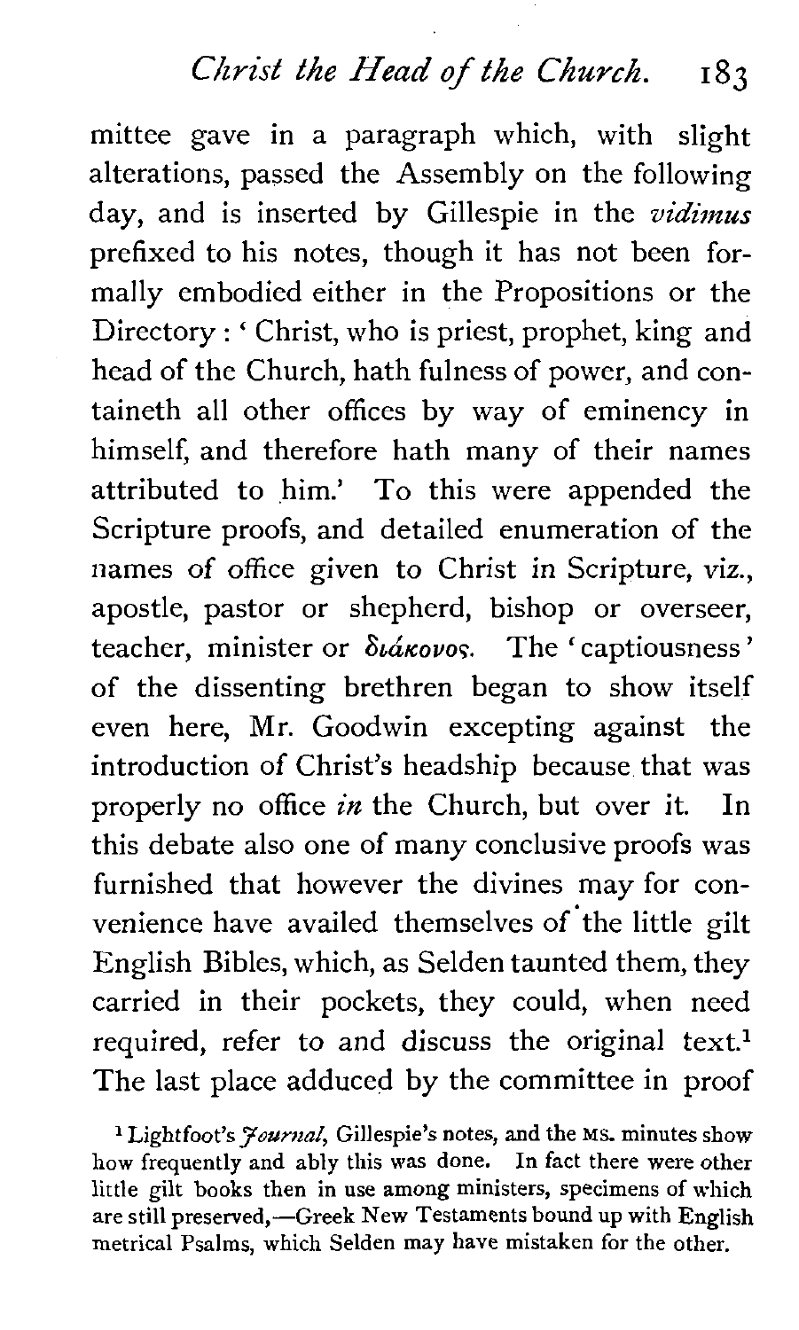mittee gave in a paragraph which, with slight alterations, passed the Assembly on the following day, and is inserted by Gillespie in the *vidimus* prefixed to his notes, though it has not been formally embodied either in the Propositions or the Directory: 'Christ, who is priest, prophet, king and head of the Church, hath fulness of power, and containeth all other offices by way of eminency in himself, and therefore hath many of their names attributed to him.' To this were appended the Scripture proofs, and detailed enumeration of the names of office given to Christ in Scripture, viz., apostle, pastor or shepherd, bishop or overseer, teacher, minister or διάκονος. The 'captiousness' of the dissenting brethren began to show itself even here, Mr. Goodwin excepting against the introduction of Christ's headship because that was properly no office *in* the Church, but over it. In this debate also one of many conclusive proofs was furnished that however the divines may for convenience have availed themselves of the little gilt English Bibles, which, as Selden taunted them, they carried in their pockets, they could, when need required, refer to and discuss the original text.[1] The last place adduced by the committee in proof

[1] Lightfoot's *Journal*, Gillespie's notes, and the MS. minutes show how frequently and ably this was done. In fact there were other little gilt books then in use among ministers, specimens of which are still preserved,—Greek New Testaments bound up with English metrical Psalms, which Selden may have mistaken for the other.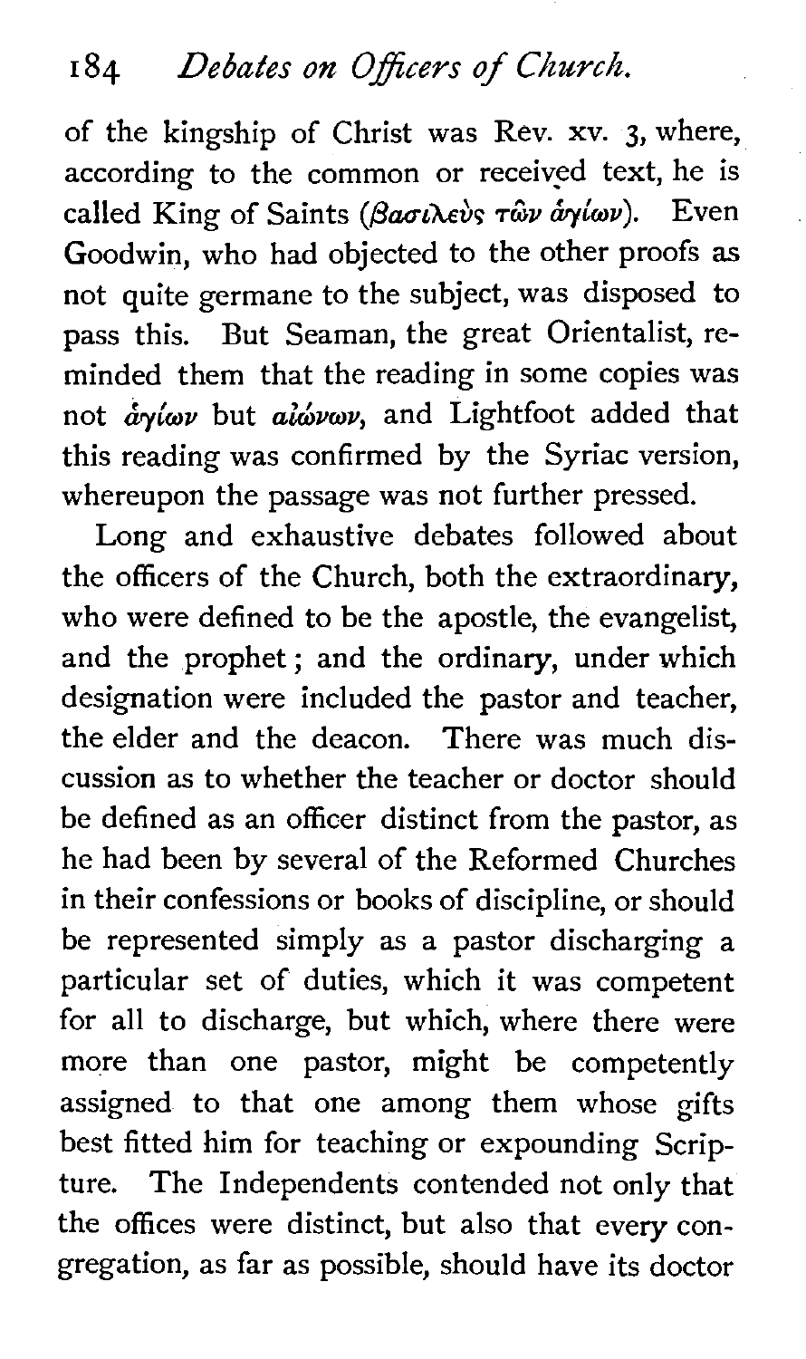of the kingship of Christ was Rev. xv. 3, where, according to the common or received text, he is called King of Saints (βασιλεὺς τῶν ἁγίων). Even Goodwin, who had objected to the other proofs as not quite germane to the subject, was disposed to pass this. But Seaman, the great Orientalist, reminded them that the reading in some copies was not ἁγίων but αἰώνων, and Lightfoot added that this reading was confirmed by the Syriac version, whereupon the passage was not further pressed.

Long and exhaustive debates followed about the officers of the Church, both the extraordinary, who were defined to be the apostle, the evangelist, and the prophet; and the ordinary, under which designation were included the pastor and teacher, the elder and the deacon. There was much discussion as to whether the teacher or doctor should be defined as an officer distinct from the pastor, as he had been by several of the Reformed Churches in their confessions or books of discipline, or should be represented simply as a pastor discharging a particular set of duties, which it was competent for all to discharge, but which, where there were more than one pastor, might be competently assigned to that one among them whose gifts best fitted him for teaching or expounding Scripture. The Independents contended not only that the offices were distinct, but also that every congregation, as far as possible, should have its doctor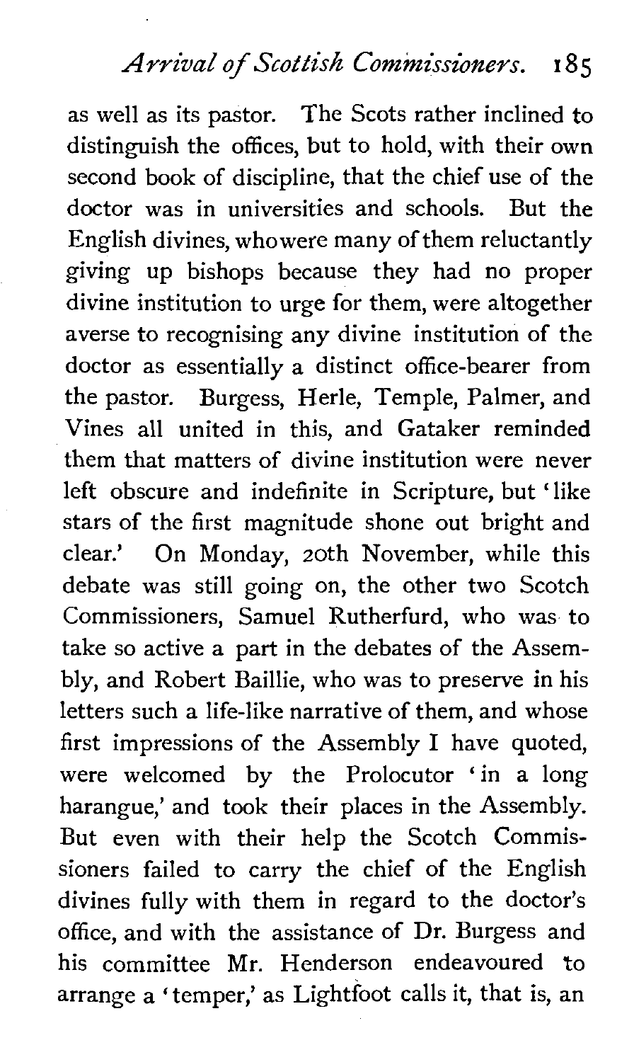as well as its pastor. The Scots rather inclined to distinguish the offices, but to hold, with their own second book of discipline, that the chief use of the doctor was in universities and schools. But the English divines, whowere many of them reluctantly giving up bishops because they had no proper divine institution to urge for them, were altogether averse to recognising any divine institution of the doctor as essentially a distinct office-bearer from the pastor. Burgess, Herle, Temple, Palmer, and Vines all united in this, and Gataker reminded them that matters of divine institution were never left obscure and indefinite in Scripture, but 'like stars of the first magnitude shone out bright and clear.' On Monday, 20th November, while this debate was still going on, the other two Scotch Commissioners, Samuel Rutherfurd, who was to take so active a part in the debates of the Assembly, and Robert Baillie, who was to preserve in his letters such a life-like narrative of them, and whose first impressions of the Assembly I have quoted, were welcomed by the Prolocutor 'in a long harangue,' and took their places in the Assembly. But even with their help the Scotch Commissioners failed to carry the chief of the English divines fully with them in regard to the doctor's office, and with the assistance of Dr. Burgess and his committee Mr. Henderson endeavoured to arrange a 'temper,' as Lightfoot calls it, that is, an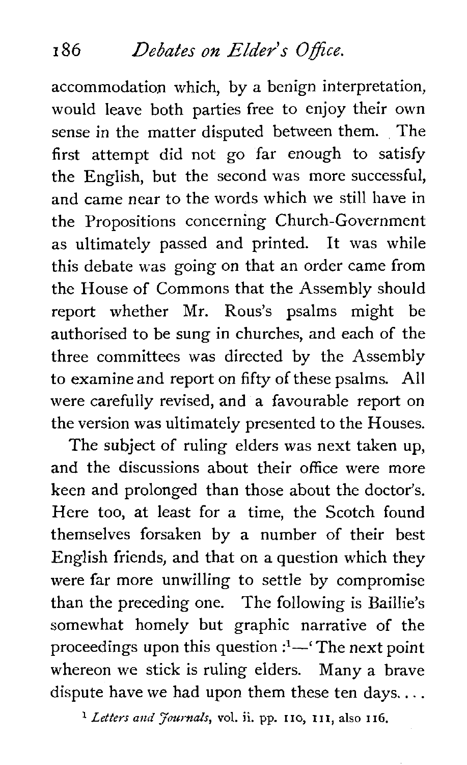accommodation which, by a benign interpretation, would leave both parties free to enjoy their own sense in the matter disputed between them. The first attempt did not go far enough to satisfy the English, but the second was more successful, and came near to the words which we still have in the Propositions concerning Church-Government as ultimately passed and printed. It was while this debate was going on that an order came from the House of Commons that the Assembly should report whether Mr. Rous's psalms might be authorised to be sung in churches, and each of the three committees was directed by the Assembly to examine and report on fifty of these psalms. All were carefully revised, and a favourable report on the version was ultimately presented to the Houses.

The subject of ruling elders was next taken up, and the discussions about their office were more keen and prolonged than those about the doctor's. Here too, at least for a time, the Scotch found themselves forsaken by a number of their best English friends, and that on a question which they were far more unwilling to settle by compromise than the preceding one. The following is Baillie's somewhat homely but graphic narrative of the proceedings upon this question :[1]—'The next point whereon we stick is ruling elders. Many a brave dispute have we had upon them these ten days. . . .

[1] *Letters and Journals*, vol. ii. pp. 110, 111, also 116.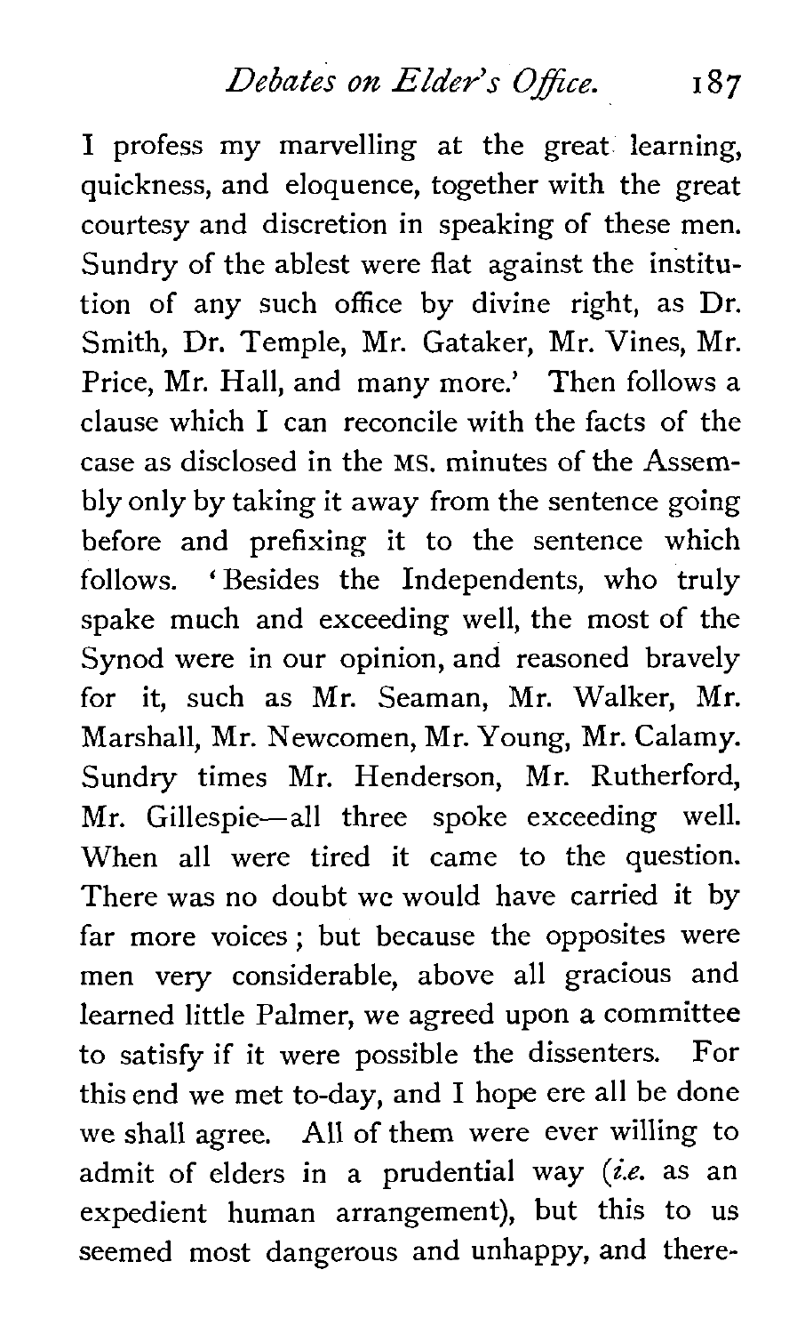I profess my marvelling at the great learning, quickness, and eloquence, together with the great courtesy and discretion in speaking of these men. Sundry of the ablest were flat against the institution of any such office by divine right, as Dr. Smith, Dr. Temple, Mr. Gataker, Mr. Vines, Mr. Price, Mr. Hall, and many more.' Then follows a clause which I can reconcile with the facts of the case as disclosed in the MS. minutes of the Assembly only by taking it away from the sentence going before and prefixing it to the sentence which follows. 'Besides the Independents, who truly spake much and exceeding well, the most of the Synod were in our opinion, and reasoned bravely for it, such as Mr. Seaman, Mr. Walker, Mr. Marshall, Mr. Newcomen, Mr. Young, Mr. Calamy. Sundry times Mr. Henderson, Mr. Rutherford, Mr. Gillespie—all three spoke exceeding well. When all were tired it came to the question. There was no doubt we would have carried it by far more voices; but because the opposites were men very considerable, above all gracious and learned little Palmer, we agreed upon a committee to satisfy if it were possible the dissenters. For this end we met to-day, and I hope ere all be done we shall agree. All of them were ever willing to admit of elders in a prudential way (*i.e.* as an expedient human arrangement), but this to us seemed most dangerous and unhappy, and there-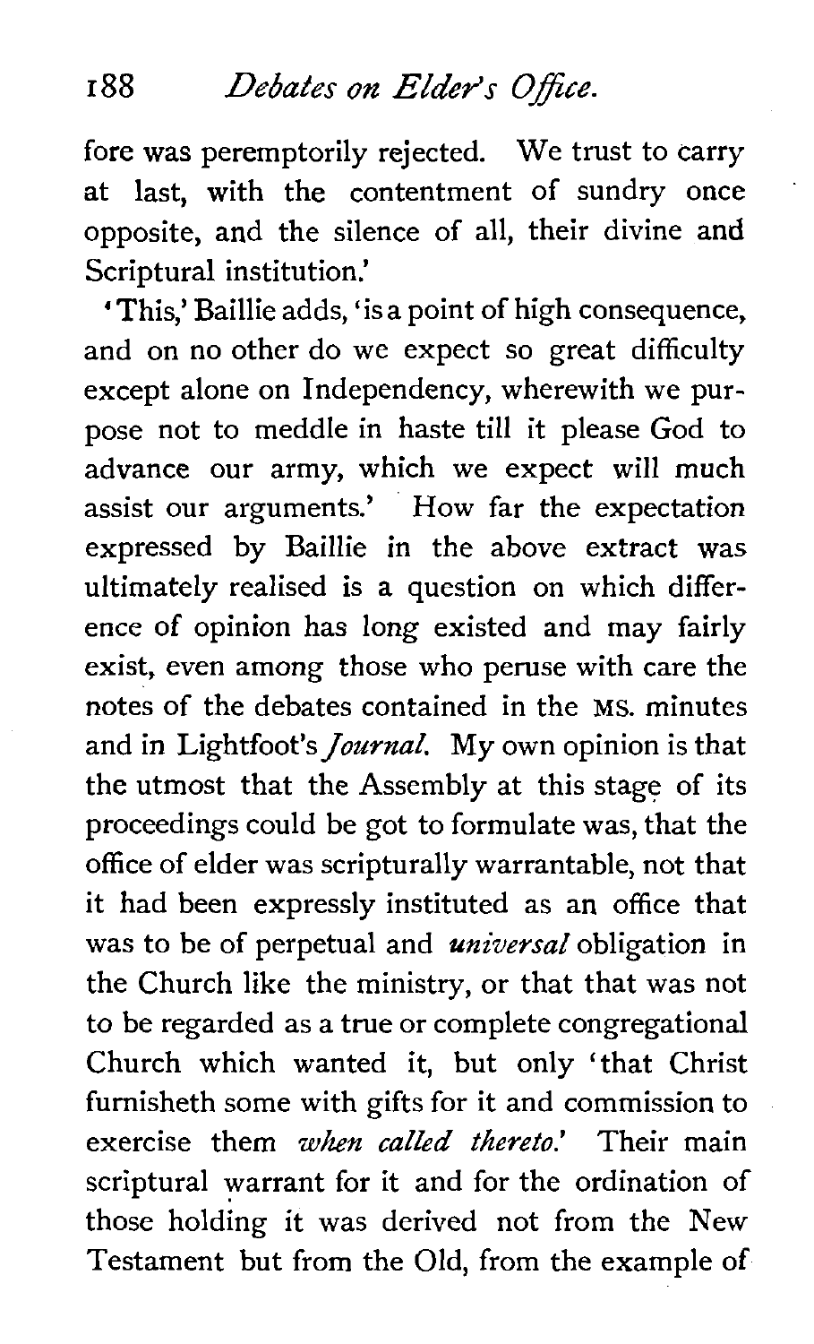fore was peremptorily rejected. We trust to carry at last, with the contentment of sundry once opposite, and the silence of all, their divine and Scriptural institution.'

'This,' Baillie adds, 'is a point of high consequence, and on no other do we expect so great difficulty except alone on Independency, wherewith we purpose not to meddle in haste till it please God to advance our army, which we expect will much assist our arguments.' How far the expectation expressed by Baillie in the above extract was ultimately realised is a question on which difference of opinion has long existed and may fairly exist, even among those who peruse with care the notes of the debates contained in the MS. minutes and in Lightfoot's *Journal*. My own opinion is that the utmost that the Assembly at this stage of its proceedings could be got to formulate was, that the office of elder was scripturally warrantable, not that it had been expressly instituted as an office that was to be of perpetual and *universal* obligation in the Church like the ministry, or that that was not to be regarded as a true or complete congregational Church which wanted it, but only 'that Christ furnisheth some with gifts for it and commission to exercise them *when called thereto*.' Their main scriptural warrant for it and for the ordination of those holding it was derived not from the New Testament but from the Old, from the example of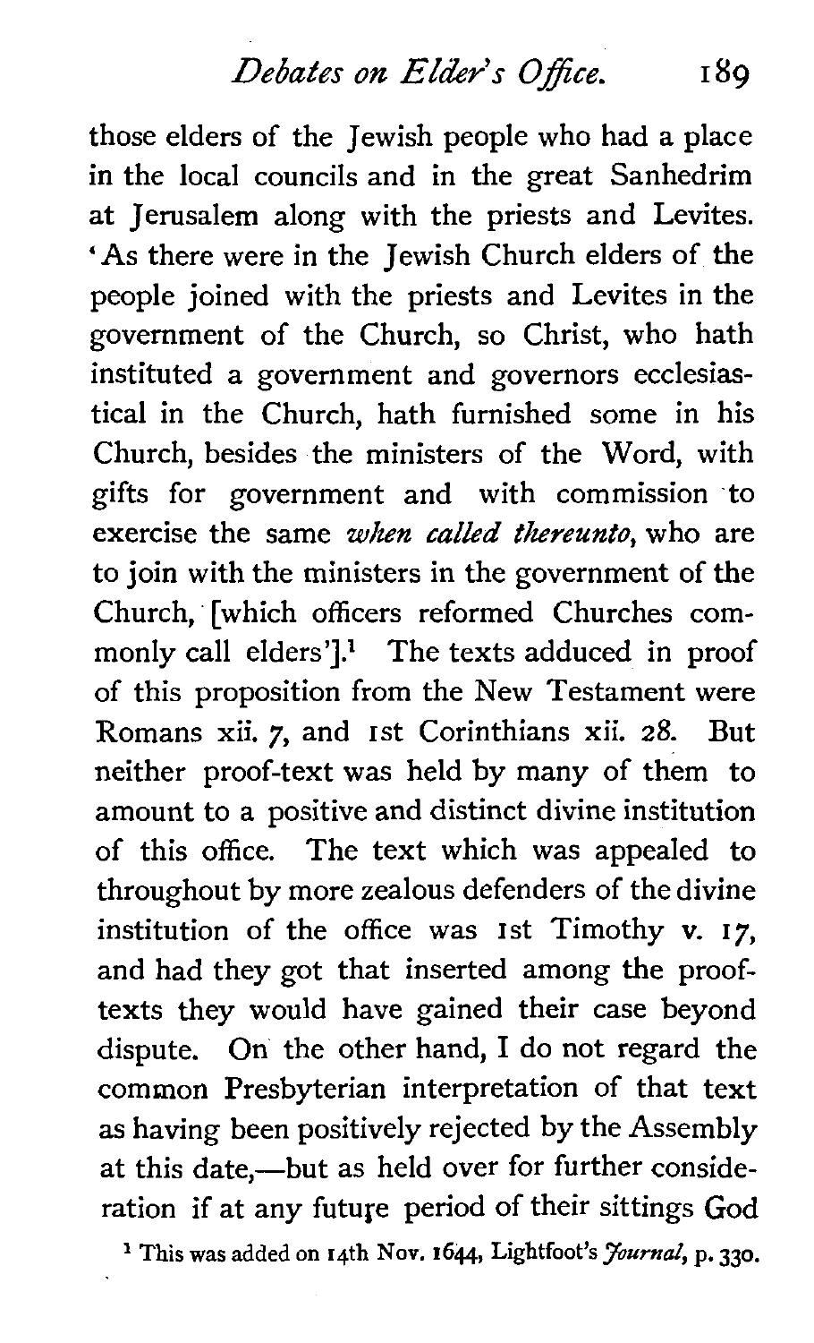those elders of the Jewish people who had a place in the local councils and in the great Sanhedrim at Jerusalem along with the priests and Levites. 'As there were in the Jewish Church elders of the people joined with the priests and Levites in the government of the Church, so Christ, who hath instituted a government and governors ecclesiastical in the Church, hath furnished some in his Church, besides the ministers of the Word, with gifts for government and with commission to exercise the same *when called thereunto*, who are to join with the ministers in the government of the Church, [which officers reformed Churches commonly call elders'].[1] The texts adduced in proof of this proposition from the New Testament were Romans xii. 7, and 1st Corinthians xii. 28. But neither proof-text was held by many of them to amount to a positive and distinct divine institution of this office. The text which was appealed to throughout by more zealous defenders of the divine institution of the office was 1st Timothy v. 17, and had they got that inserted among the proof-texts they would have gained their case beyond dispute. On the other hand, I do not regard the common Presbyterian interpretation of that text as having been positively rejected by the Assembly at this date,—but as held over for further consideration if at any future period of their sittings God

[1] This was added on 14th Nov. 1644, Lightfoot's *Journal*, p. 330.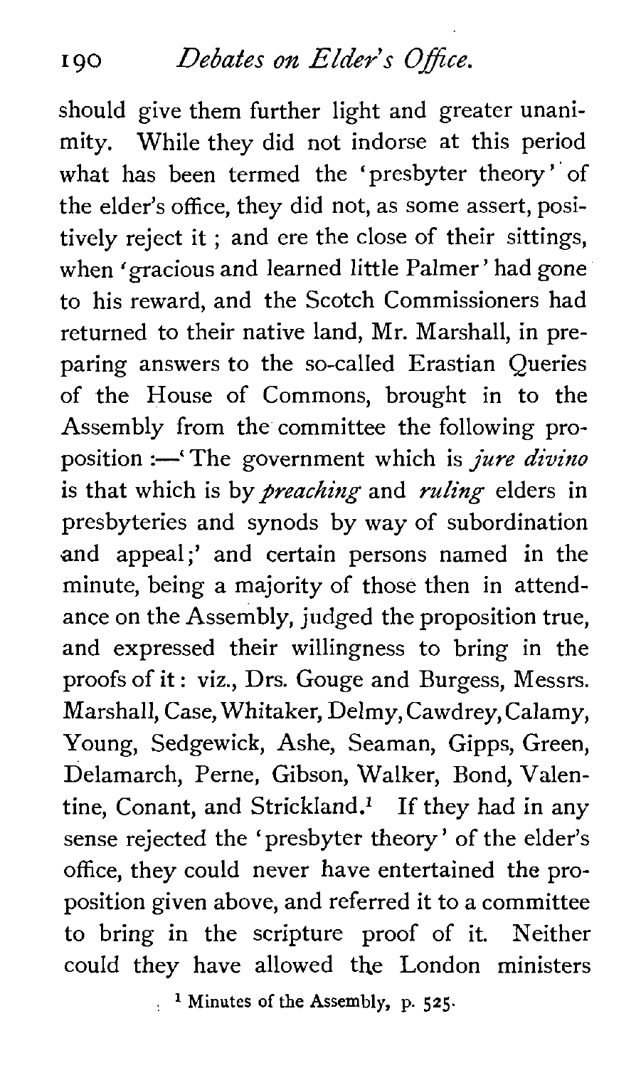should give them further light and greater unanimity. While they did not indorse at this period what has been termed the 'presbyter theory' of the elder's office, they did not, as some assert, positively reject it; and ere the close of their sittings, when 'gracious and learned little Palmer' had gone to his reward, and the Scotch Commissioners had returned to their native land, Mr. Marshall, in preparing answers to the so-called Erastian Queries of the House of Commons, brought in to the Assembly from the committee the following proposition:—'The government which is *jure divino* is that which is by *preaching* and *ruling* elders in presbyteries and synods by way of subordination and appeal;' and certain persons named in the minute, being a majority of those then in attendance on the Assembly, judged the proposition true, and expressed their willingness to bring in the proofs of it: viz., Drs. Gouge and Burgess, Messrs. Marshall, Case, Whitaker, Delmy, Cawdrey, Calamy, Young, Sedgewick, Ashe, Seaman, Gipps, Green, Delamarch, Perne, Gibson, Walker, Bond, Valentine, Conant, and Strickland.[1] If they had in any sense rejected the 'presbyter theory' of the elder's office, they could never have entertained the proposition given above, and referred it to a committee to bring in the scripture proof of it. Neither could they have allowed the London ministers

[1] Minutes of the Assembly, p. 525.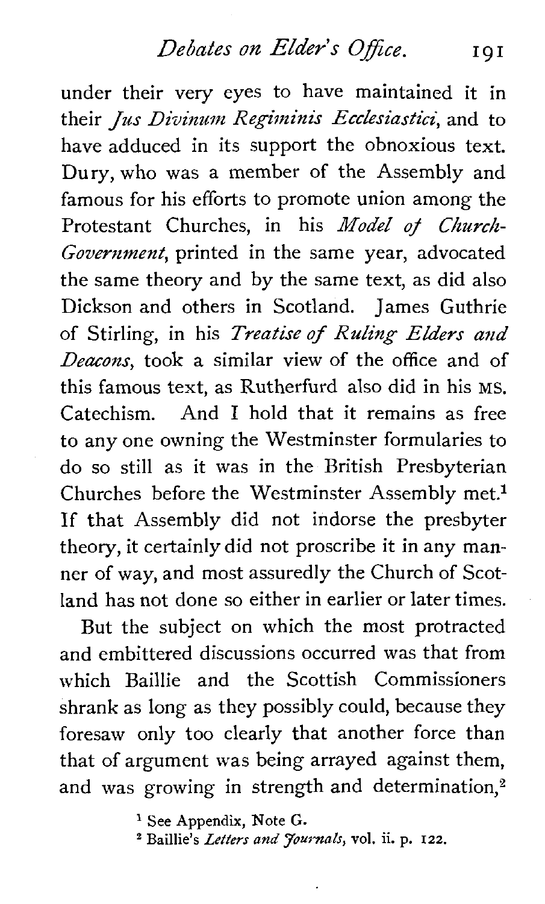under their very eyes to have maintained it in their *Jus Divinum Regiminis Ecclesiastici*, and to have adduced in its support the obnoxious text. Dury, who was a member of the Assembly and famous for his efforts to promote union among the Protestant Churches, in his *Model of Church-Government*, printed in the same year, advocated the same theory and by the same text, as did also Dickson and others in Scotland. James Guthrie of Stirling, in his *Treatise of Ruling Elders and Deacons*, took a similar view of the office and of this famous text, as Rutherfurd also did in his MS. Catechism. And I hold that it remains as free to any one owning the Westminster formularies to do so still as it was in the British Presbyterian Churches before the Westminster Assembly met.[1] If that Assembly did not indorse the presbyter theory, it certainly did not proscribe it in any manner of way, and most assuredly the Church of Scotland has not done so either in earlier or later times.

But the subject on which the most protracted and embittered discussions occurred was that from which Baillie and the Scottish Commissioners shrank as long as they possibly could, because they foresaw only too clearly that another force than that of argument was being arrayed against them, and was growing in strength and determination,[2]

[1] See Appendix, Note G.

[2] Baillie's *Letters and Journals*, vol. ii. p. 122.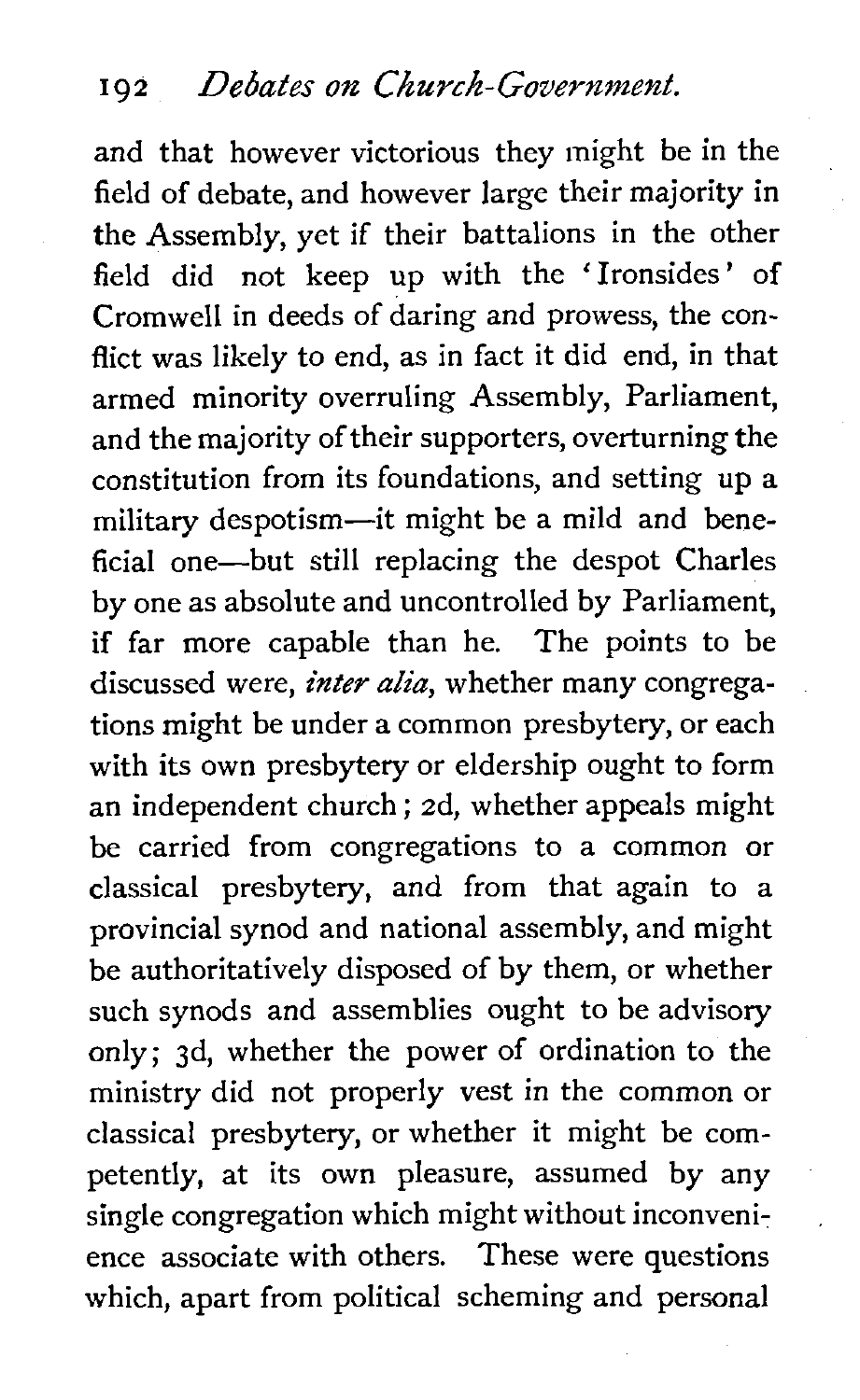and that however victorious they might be in the field of debate, and however large their majority in the Assembly, yet if their battalions in the other field did not keep up with the 'Ironsides' of Cromwell in deeds of daring and prowess, the conflict was likely to end, as in fact it did end, in that armed minority overruling Assembly, Parliament, and the majority of their supporters, overturning the constitution from its foundations, and setting up a military despotism—it might be a mild and beneficial one—but still replacing the despot Charles by one as absolute and uncontrolled by Parliament, if far more capable than he. The points to be discussed were, *inter alia*, whether many congregations might be under a common presbytery, or each with its own presbytery or eldership ought to form an independent church; 2d, whether appeals might be carried from congregations to a common or classical presbytery, and from that again to a provincial synod and national assembly, and might be authoritatively disposed of by them, or whether such synods and assemblies ought to be advisory only; 3d, whether the power of ordination to the ministry did not properly vest in the common or classical presbytery, or whether it might be competently, at its own pleasure, assumed by any single congregation which might without inconvenience associate with others. These were questions which, apart from political scheming and personal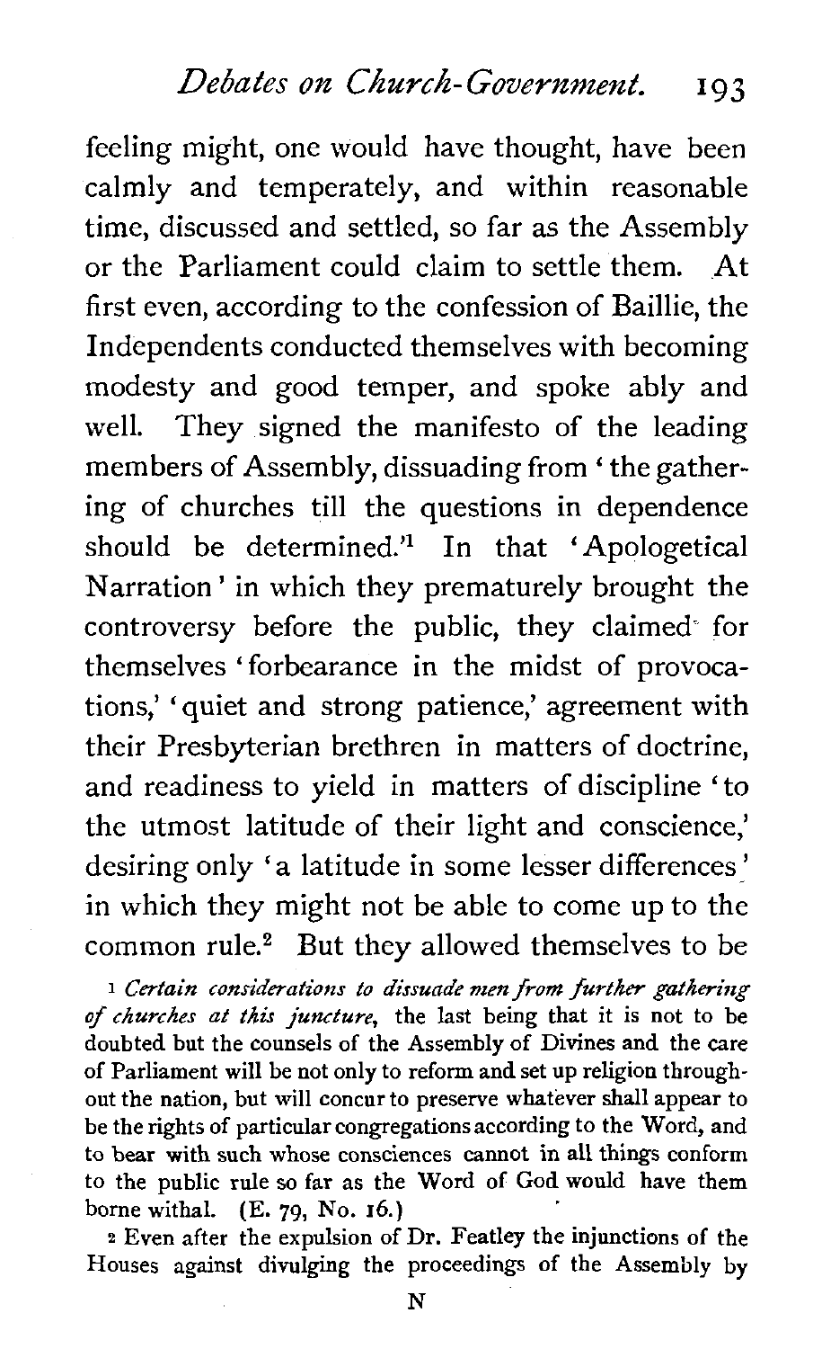feeling might, one would have thought, have been calmly and temperately, and within reasonable time, discussed and settled, so far as the Assembly or the Parliament could claim to settle them. At first even, according to the confession of Baillie, the Independents conducted themselves with becoming modesty and good temper, and spoke ably and well. They signed the manifesto of the leading members of Assembly, dissuading from 'the gathering of churches till the questions in dependence should be determined.'[1] In that 'Apologetical Narration' in which they prematurely brought the controversy before the public, they claimed for themselves 'forbearance in the midst of provocations,' 'quiet and strong patience,' agreement with their Presbyterian brethren in matters of doctrine, and readiness to yield in matters of discipline 'to the utmost latitude of their light and conscience,' desiring only 'a latitude in some lesser differences' in which they might not be able to come up to the common rule.[2] But they allowed themselves to be

[1] *Certain considerations to dissuade men from further gathering of churches at this juncture*, the last being that it is not to be doubted but the counsels of the Assembly of Divines and the care of Parliament will be not only to reform and set up religion throughout the nation, but will concur to preserve whatever shall appear to be the rights of particular congregations according to the Word, and to bear with such whose consciences cannot in all things conform to the public rule so far as the Word of God would have them borne withal. (E. 79, No. 16.)

[2] Even after the expulsion of Dr. Featley the injunctions of the Houses against divulging the proceedings of the Assembly by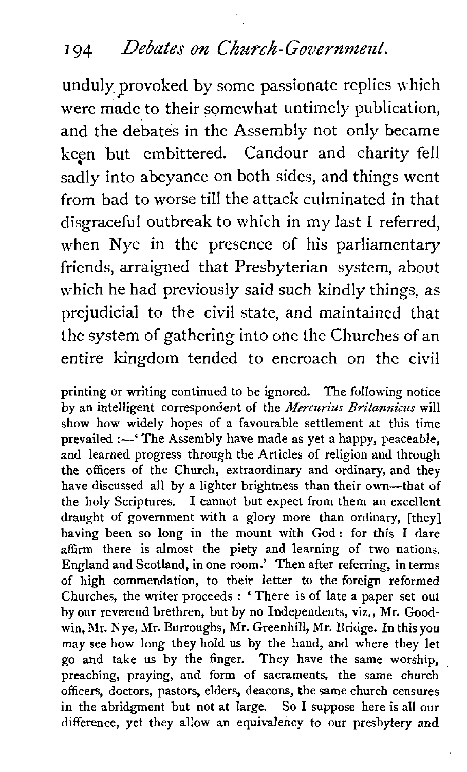unduly provoked by some passionate replies which were made to their somewhat untimely publication, and the debates in the Assembly not only became keen but embittered. Candour and charity fell sadly into abeyance on both sides, and things went from bad to worse till the attack culminated in that disgraceful outbreak to which in my last I referred, when Nye in the presence of his parliamentary friends, arraigned that Presbyterian system, about which he had previously said such kindly things, as prejudicial to the civil state, and maintained that the system of gathering into one the Churches of an entire kingdom tended to encroach on the civil

printing or writing continued to be ignored. The following notice by an intelligent correspondent of the *Mercurius Britannicus* will show how widely hopes of a favourable settlement at this time prevailed :—'The Assembly have made as yet a happy, peaceable, and learned progress through the Articles of religion and through the officers of the Church, extraordinary and ordinary, and they have discussed all by a lighter brightness than their own—that of the holy Scriptures. I cannot but expect from them an excellent draught of government with a glory more than ordinary, [they] having been so long in the mount with God: for this I dare affirm there is almost the piety and learning of two nations, England and Scotland, in one room.' Then after referring, in terms of high commendation, to their letter to the foreign reformed Churches, the writer proceeds : 'There is of late a paper set out by our reverend brethren, but by no Independents, viz., Mr. Goodwin, Mr. Nye, Mr. Burroughs, Mr. Greenhill, Mr. Bridge. In this you may see how long they hold us by the hand, and where they let go and take us by the finger. They have the same worship, preaching, praying, and form of sacraments, the same church officers, doctors, pastors, elders, deacons, the same church censures in the abridgment but not at large. So I suppose here is all our difference, yet they allow an equivalency to our presbytery and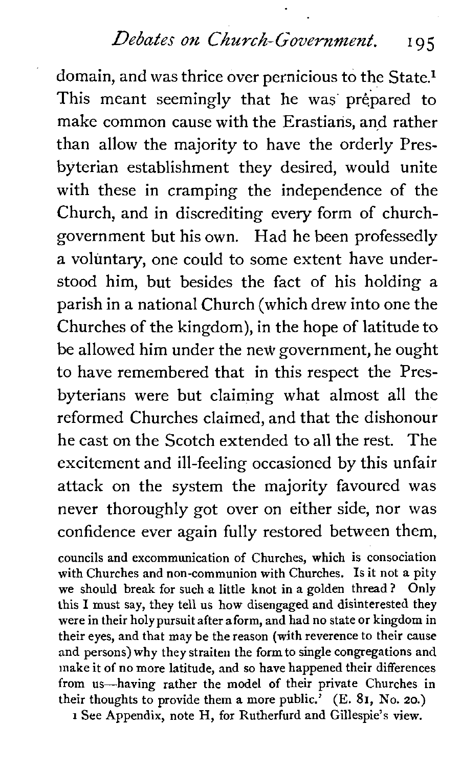domain, and was thrice over pernicious to the State.[1] This meant seemingly that he was prepared to make common cause with the Erastians, and rather than allow the majority to have the orderly Presbyterian establishment they desired, would unite with these in cramping the independence of the Church, and in discrediting every form of church-government but his own. Had he been professedly a voluntary, one could to some extent have understood him, but besides the fact of his holding a parish in a national Church (which drew into one the Churches of the kingdom), in the hope of latitude to be allowed him under the new government, he ought to have remembered that in this respect the Presbyterians were but claiming what almost all the reformed Churches claimed, and that the dishonour he cast on the Scotch extended to all the rest. The excitement and ill-feeling occasioned by this unfair attack on the system the majority favoured was never thoroughly got over on either side, nor was confidence ever again fully restored between them,

councils and excommunication of Churches, which is consociation with Churches and non-communion with Churches. Is it not a pity we should break for such a little knot in a golden thread? Only this I must say, they tell us how disengaged and disinterested they were in their holy pursuit after a form, and had no state or kingdom in their eyes, and that may be the reason (with reverence to their cause and persons) why they straiten the form to single congregations and make it of no more latitude, and so have happened their differences from us—having rather the model of their private Churches in their thoughts to provide them a more public.' (E. 81, No. 20.)

[1] See Appendix, note H, for Rutherfurd and Gillespie's view.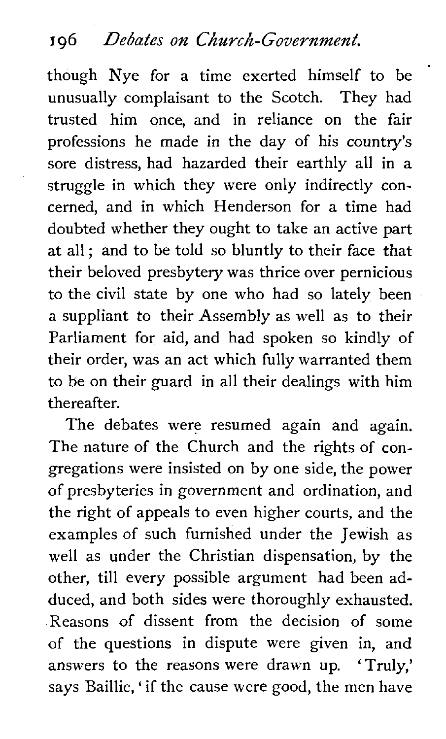though Nye for a time exerted himself to be unusually complaisant to the Scotch. They had trusted him once, and in reliance on the fair professions he made in the day of his country's sore distress, had hazarded their earthly all in a struggle in which they were only indirectly concerned, and in which Henderson for a time had doubted whether they ought to take an active part at all; and to be told so bluntly to their face that their beloved presbytery was thrice over pernicious to the civil state by one who had so lately been a suppliant to their Assembly as well as to their Parliament for aid, and had spoken so kindly of their order, was an act which fully warranted them to be on their guard in all their dealings with him thereafter.

The debates were resumed again and again. The nature of the Church and the rights of congregations were insisted on by one side, the power of presbyteries in government and ordination, and the right of appeals to even higher courts, and the examples of such furnished under the Jewish as well as under the Christian dispensation, by the other, till every possible argument had been adduced, and both sides were thoroughly exhausted. Reasons of dissent from the decision of some of the questions in dispute were given in, and answers to the reasons were drawn up. 'Truly,' says Baillie, 'if the cause were good, the men have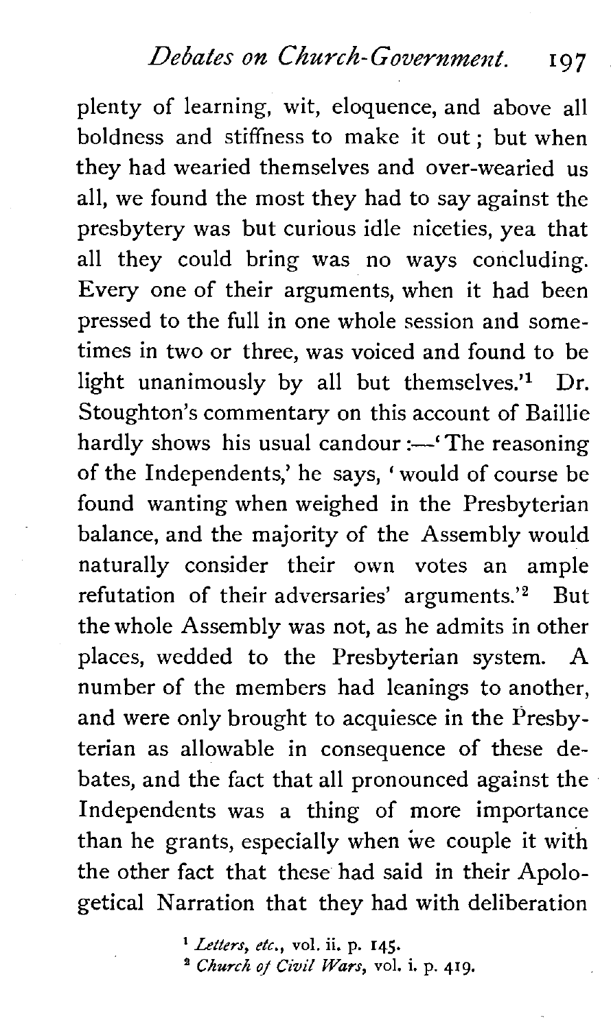plenty of learning, wit, eloquence, and above all boldness and stiffness to make it out; but when they had wearied themselves and over-wearied us all, we found the most they had to say against the presbytery was but curious idle niceties, yea that all they could bring was no ways concluding. Every one of their arguments, when it had been pressed to the full in one whole session and sometimes in two or three, was voiced and found to be light unanimously by all but themselves.'[1] Dr. Stoughton's commentary on this account of Baillie hardly shows his usual candour:—'The reasoning of the Independents,' he says, 'would of course be found wanting when weighed in the Presbyterian balance, and the majority of the Assembly would naturally consider their own votes an ample refutation of their adversaries' arguments.'[2] But the whole Assembly was not, as he admits in other places, wedded to the Presbyterian system. A number of the members had leanings to another, and were only brought to acquiesce in the Presbyterian as allowable in consequence of these debates, and the fact that all pronounced against the Independents was a thing of more importance than he grants, especially when we couple it with the other fact that these had said in their Apologetical Narration that they had with deliberation

[1] *Letters, etc.*, vol. ii. p. 145.

[2] *Church of Civil Wars*, vol. i. p. 419.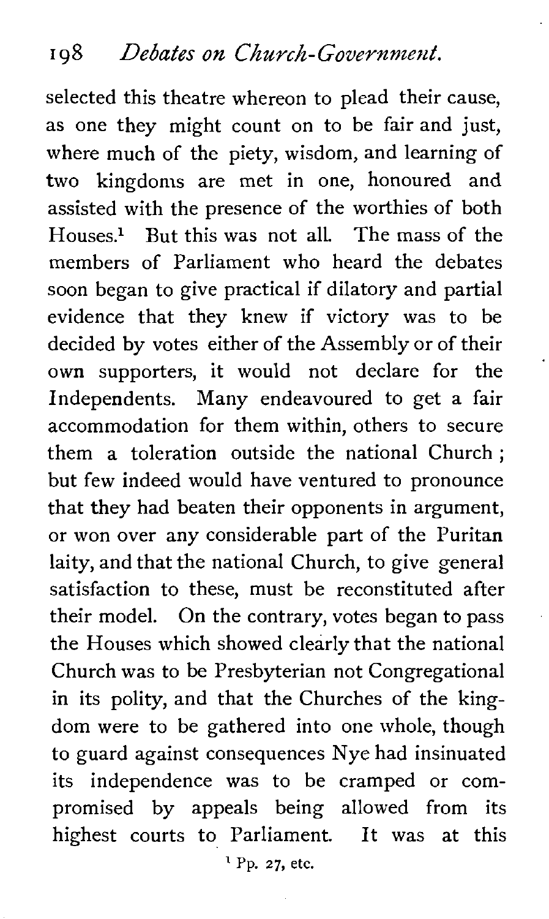selected this theatre whereon to plead their cause, as one they might count on to be fair and just, where much of the piety, wisdom, and learning of two kingdoms are met in one, honoured and assisted with the presence of the worthies of both Houses.[1] But this was not all. The mass of the members of Parliament who heard the debates soon began to give practical if dilatory and partial evidence that they knew if victory was to be decided by votes either of the Assembly or of their own supporters, it would not declare for the Independents. Many endeavoured to get a fair accommodation for them within, others to secure them a toleration outside the national Church; but few indeed would have ventured to pronounce that they had beaten their opponents in argument, or won over any considerable part of the Puritan laity, and that the national Church, to give general satisfaction to these, must be reconstituted after their model. On the contrary, votes began to pass the Houses which showed clearly that the national Church was to be Presbyterian not Congregational in its polity, and that the Churches of the kingdom were to be gathered into one whole, though to guard against consequences Nye had insinuated its independence was to be cramped or compromised by appeals being allowed from its highest courts to Parliament. It was at this

[1] Pp. 27, etc.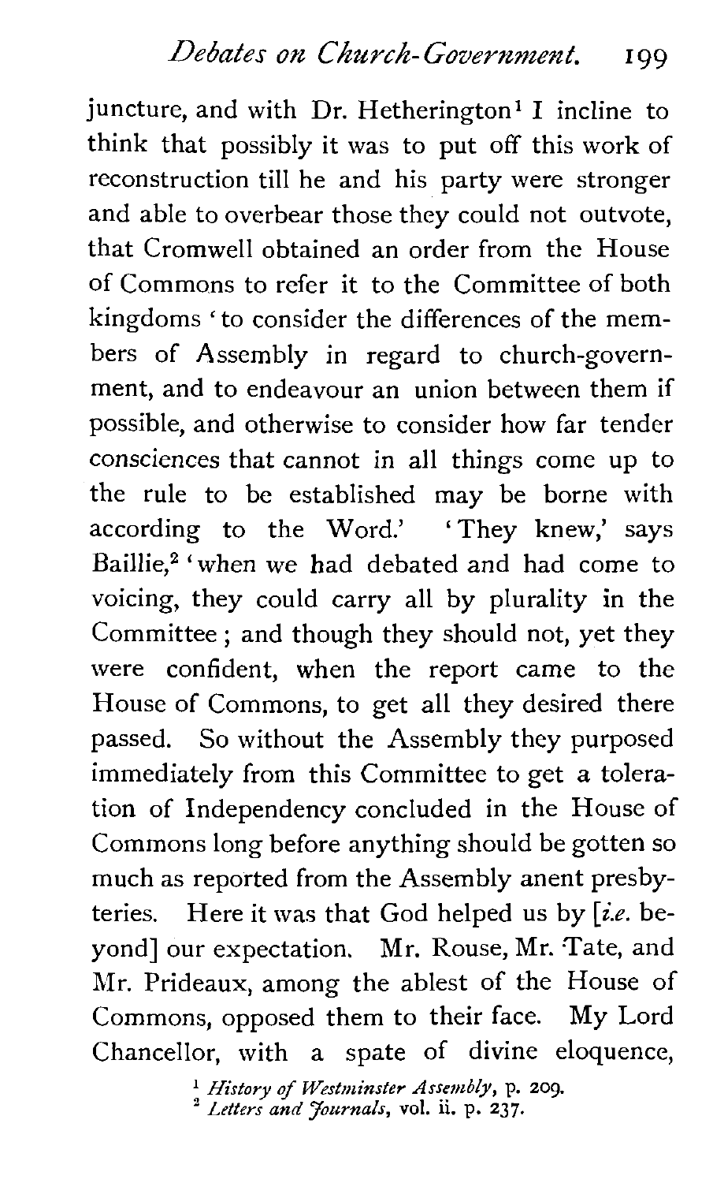juncture, and with Dr. Hetherington[1] I incline to think that possibly it was to put off this work of reconstruction till he and his party were stronger and able to overbear those they could not outvote, that Cromwell obtained an order from the House of Commons to refer it to the Committee of both kingdoms 'to consider the differences of the members of Assembly in regard to church-government, and to endeavour an union between them if possible, and otherwise to consider how far tender consciences that cannot in all things come up to the rule to be established may be borne with according to the Word.' 'They knew,' says Baillie,[2] 'when we had debated and had come to voicing, they could carry all by plurality in the Committee; and though they should not, yet they were confident, when the report came to the House of Commons, to get all they desired there passed. So without the Assembly they purposed immediately from this Committee to get a toleration of Independency concluded in the House of Commons long before anything should be gotten so much as reported from the Assembly anent presbyteries. Here it was that God helped us by [*i.e.* beyond] our expectation. Mr. Rouse, Mr. Tate, and Mr. Prideaux, among the ablest of the House of Commons, opposed them to their face. My Lord Chancellor, with a spate of divine eloquence,

[1] *History of Westminster Assembly*, p. 209.

[2] *Letters and Journals*, vol. ii. p. 237.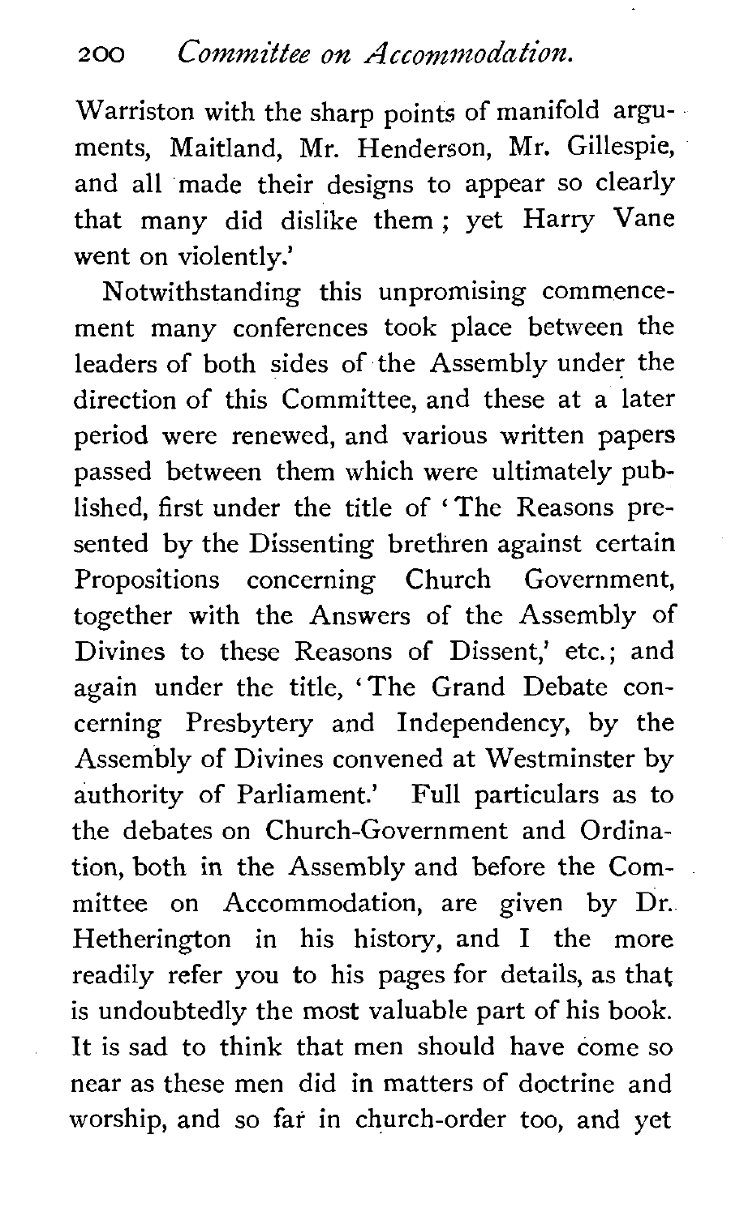Warriston with the sharp points of manifold arguments, Maitland, Mr. Henderson, Mr. Gillespie, and all made their designs to appear so clearly that many did dislike them; yet Harry Vane went on violently.'

Notwithstanding this unpromising commencement many conferences took place between the leaders of both sides of the Assembly under the direction of this Committee, and these at a later period were renewed, and various written papers passed between them which were ultimately published, first under the title of 'The Reasons presented by the Dissenting brethren against certain Propositions concerning Church Government, together with the Answers of the Assembly of Divines to these Reasons of Dissent,' etc.; and again under the title, 'The Grand Debate concerning Presbytery and Independency, by the Assembly of Divines convened at Westminster by authority of Parliament.' Full particulars as to the debates on Church-Government and Ordination, both in the Assembly and before the Committee on Accommodation, are given by Dr. Hetherington in his history, and I the more readily refer you to his pages for details, as that is undoubtedly the most valuable part of his book. It is sad to think that men should have come so near as these men did in matters of doctrine and worship, and so far in church-order too, and yet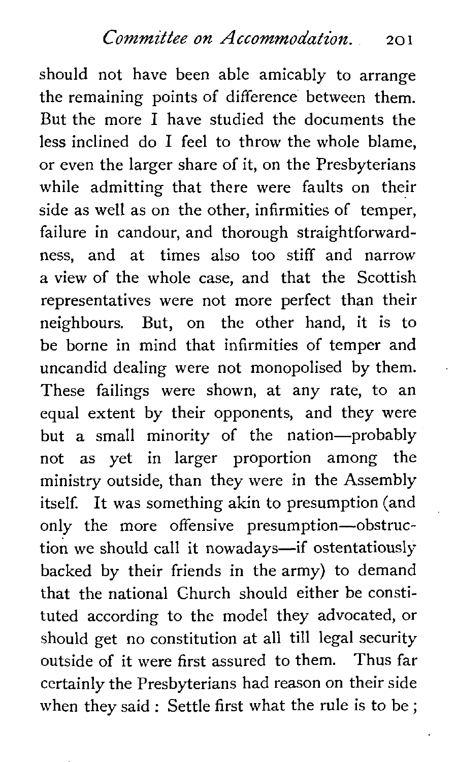should not have been able amicably to arrange the remaining points of difference between them. But the more I have studied the documents the less inclined do I feel to throw the whole blame, or even the larger share of it, on the Presbyterians while admitting that there were faults on their side as well as on the other, infirmities of temper, failure in candour, and thorough straightforwardness, and at times also too stiff and narrow a view of the whole case, and that the Scottish representatives were not more perfect than their neighbours. But, on the other hand, it is to be borne in mind that infirmities of temper and uncandid dealing were not monopolised by them. These failings were shown, at any rate, to an equal extent by their opponents, and they were but a small minority of the nation—probably not as yet in larger proportion among the ministry outside, than they were in the Assembly itself. It was something akin to presumption (and only the more offensive presumption—obstruction we should call it nowadays—if ostentatiously backed by their friends in the army) to demand that the national Church should either be constituted according to the model they advocated, or should get no constitution at all till legal security outside of it were first assured to them. Thus far certainly the Presbyterians had reason on their side when they said : Settle first what the rule is to be ;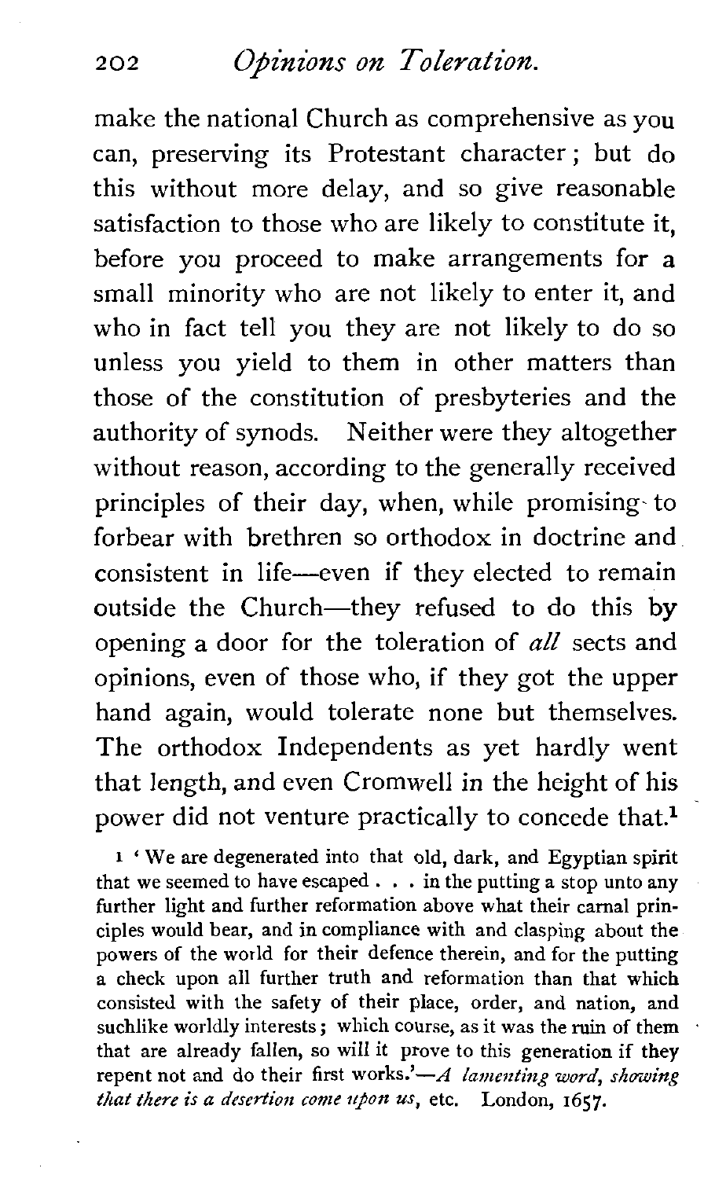make the national Church as comprehensive as you can, preserving its Protestant character; but do this without more delay, and so give reasonable satisfaction to those who are likely to constitute it, before you proceed to make arrangements for a small minority who are not likely to enter it, and who in fact tell you they are not likely to do so unless you yield to them in other matters than those of the constitution of presbyteries and the authority of synods. Neither were they altogether without reason, according to the generally received principles of their day, when, while promising to forbear with brethren so orthodox in doctrine and consistent in life—even if they elected to remain outside the Church—they refused to do this by opening a door for the toleration of *all* sects and opinions, even of those who, if they got the upper hand again, would tolerate none but themselves. The orthodox Independents as yet hardly went that length, and even Cromwell in the height of his power did not venture practically to concede that.[1]

[1] 'We are degenerated into that old, dark, and Egyptian spirit that we seemed to have escaped . . . in the putting a stop unto any further light and further reformation above what their carnal principles would bear, and in compliance with and clasping about the powers of the world for their defence therein, and for the putting a check upon all further truth and reformation than that which consisted with the safety of their place, order, and nation, and suchlike worldly interests; which course, as it was the ruin of them that are already fallen, so will it prove to this generation if they repent not and do their first works.'—*A lamenting word, showing that there is a desertion come upon us*, etc. London, 1657.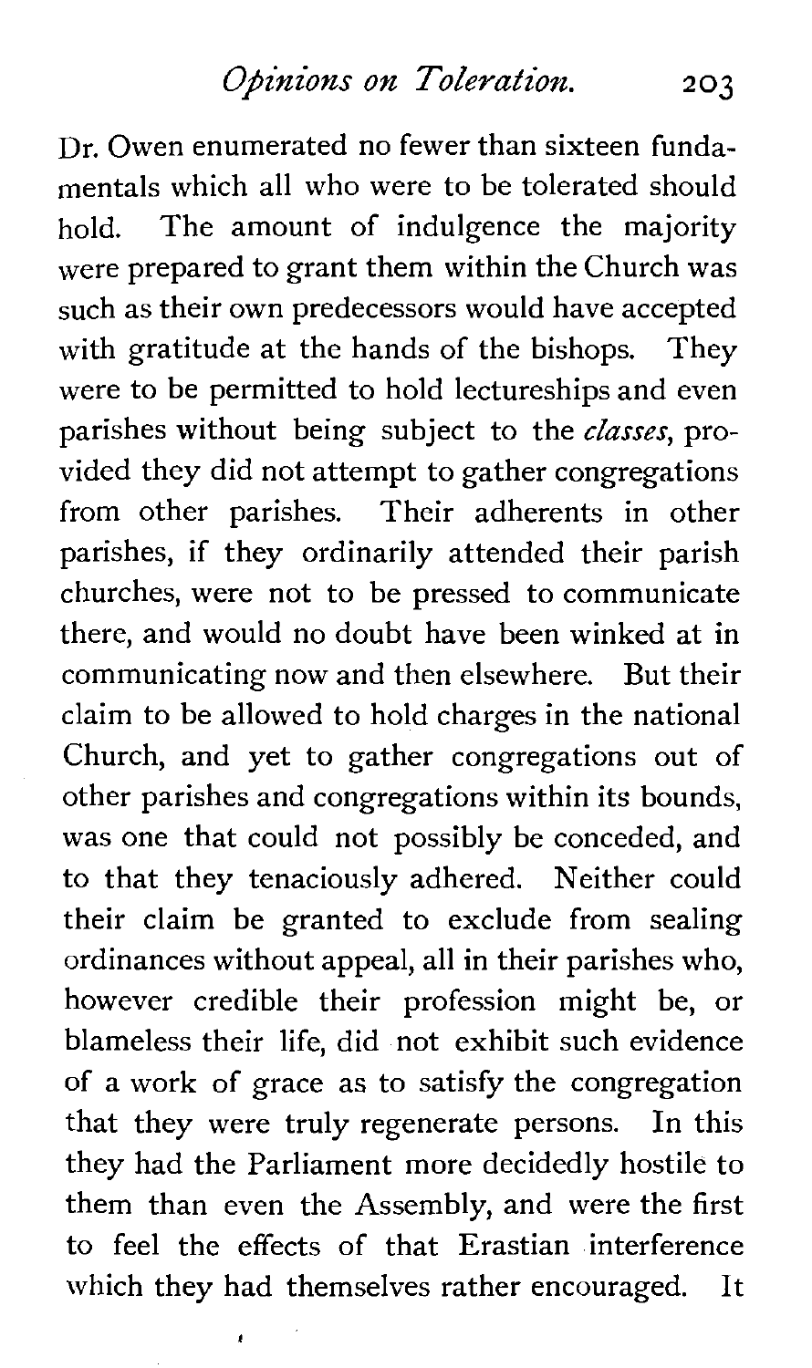Dr. Owen enumerated no fewer than sixteen fundamentals which all who were to be tolerated should hold. The amount of indulgence the majority were prepared to grant them within the Church was such as their own predecessors would have accepted with gratitude at the hands of the bishops. They were to be permitted to hold lectureships and even parishes without being subject to the *classes*, provided they did not attempt to gather congregations from other parishes. Their adherents in other parishes, if they ordinarily attended their parish churches, were not to be pressed to communicate there, and would no doubt have been winked at in communicating now and then elsewhere. But their claim to be allowed to hold charges in the national Church, and yet to gather congregations out of other parishes and congregations within its bounds, was one that could not possibly be conceded, and to that they tenaciously adhered. Neither could their claim be granted to exclude from sealing ordinances without appeal, all in their parishes who, however credible their profession might be, or blameless their life, did not exhibit such evidence of a work of grace as to satisfy the congregation that they were truly regenerate persons. In this they had the Parliament more decidedly hostile to them than even the Assembly, and were the first to feel the effects of that Erastian interference which they had themselves rather encouraged. It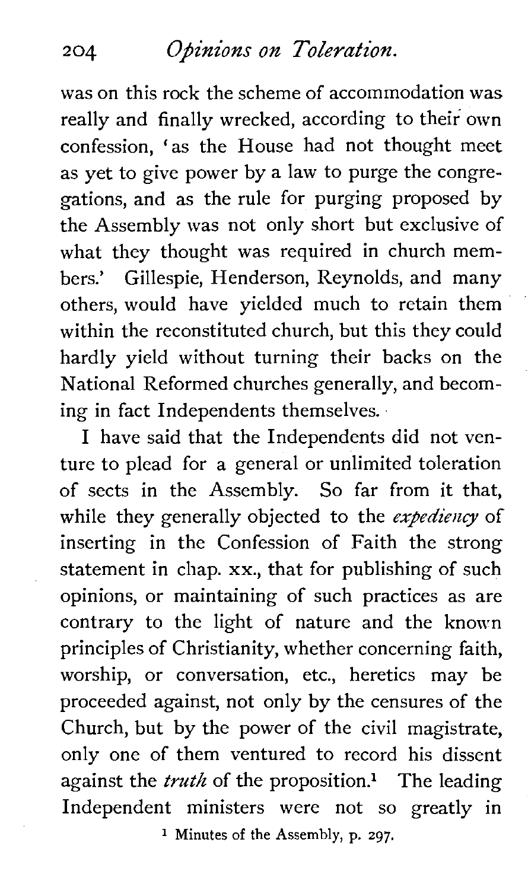was on this rock the scheme of accommodation was really and finally wrecked, according to their own confession, 'as the House had not thought meet as yet to give power by a law to purge the congregations, and as the rule for purging proposed by the Assembly was not only short but exclusive of what they thought was required in church members.' Gillespie, Henderson, Reynolds, and many others, would have yielded much to retain them within the reconstituted church, but this they could hardly yield without turning their backs on the National Reformed churches generally, and becoming in fact Independents themselves.

I have said that the Independents did not venture to plead for a general or unlimited toleration of sects in the Assembly. So far from it that, while they generally objected to the *expediency* of inserting in the Confession of Faith the strong statement in chap. xx., that for publishing of such opinions, or maintaining of such practices as are contrary to the light of nature and the known principles of Christianity, whether concerning faith, worship, or conversation, etc., heretics may be proceeded against, not only by the censures of the Church, but by the power of the civil magistrate, only one of them ventured to record his dissent against the *truth* of the proposition.[1] The leading Independent ministers were not so greatly in

[1] Minutes of the Assembly, p. 297.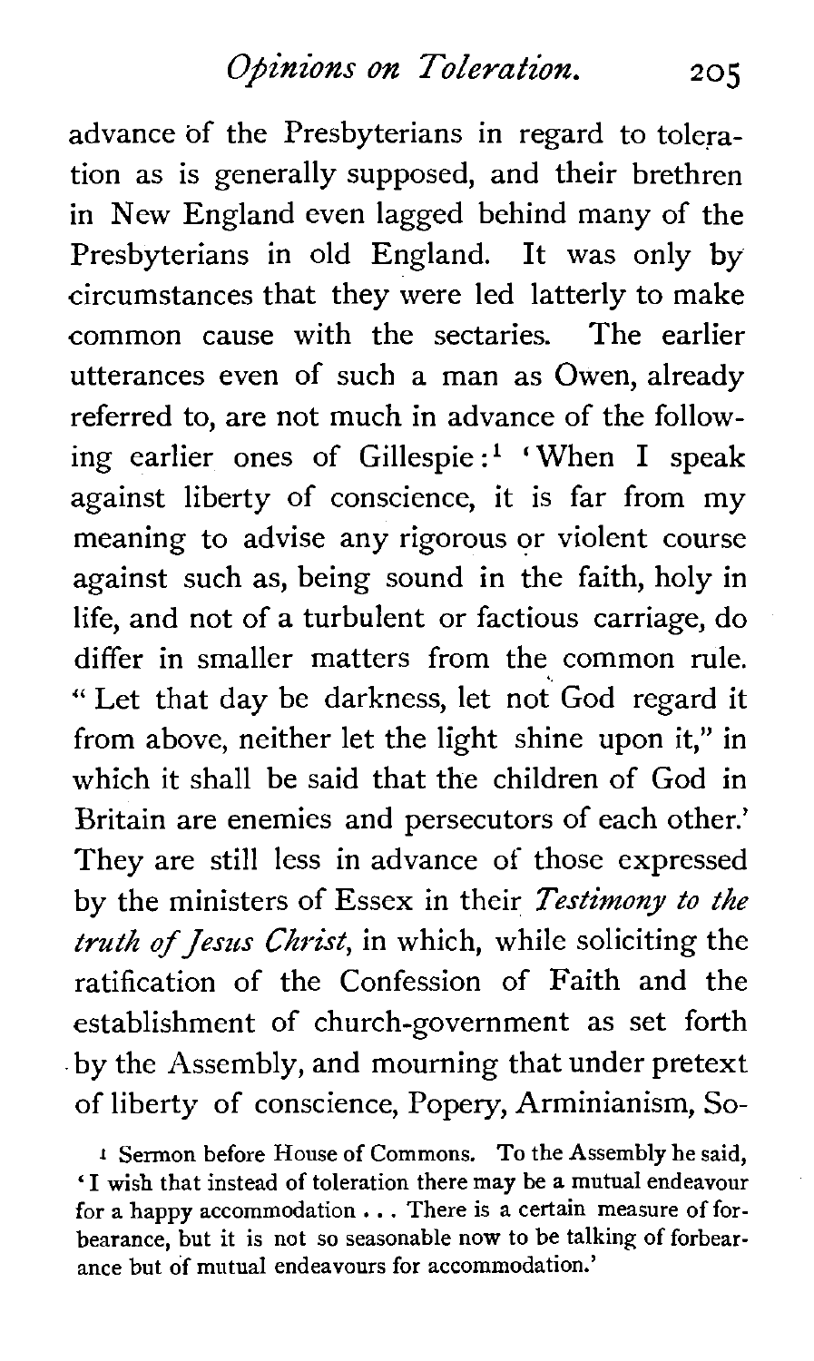advance of the Presbyterians in regard to toleration as is generally supposed, and their brethren in New England even lagged behind many of the Presbyterians in old England. It was only by circumstances that they were led latterly to make common cause with the sectaries. The earlier utterances even of such a man as Owen, already referred to, are not much in advance of the following earlier ones of Gillespie:[1] 'When I speak against liberty of conscience, it is far from my meaning to advise any rigorous or violent course against such as, being sound in the faith, holy in life, and not of a turbulent or factious carriage, do differ in smaller matters from the common rule. "Let that day be darkness, let not God regard it from above, neither let the light shine upon it," in which it shall be said that the children of God in Britain are enemies and persecutors of each other.' They are still less in advance of those expressed by the ministers of Essex in their *Testimony to the truth of Jesus Christ*, in which, while soliciting the ratification of the Confession of Faith and the establishment of church-government as set forth by the Assembly, and mourning that under pretext of liberty of conscience, Popery, Arminianism, So-

[1] Sermon before House of Commons. To the Assembly he said, 'I wish that instead of toleration there may be a mutual endeavour for a happy accommodation . . . There is a certain measure of forbearance, but it is not so seasonable now to be talking of forbearance but of mutual endeavours for accommodation.'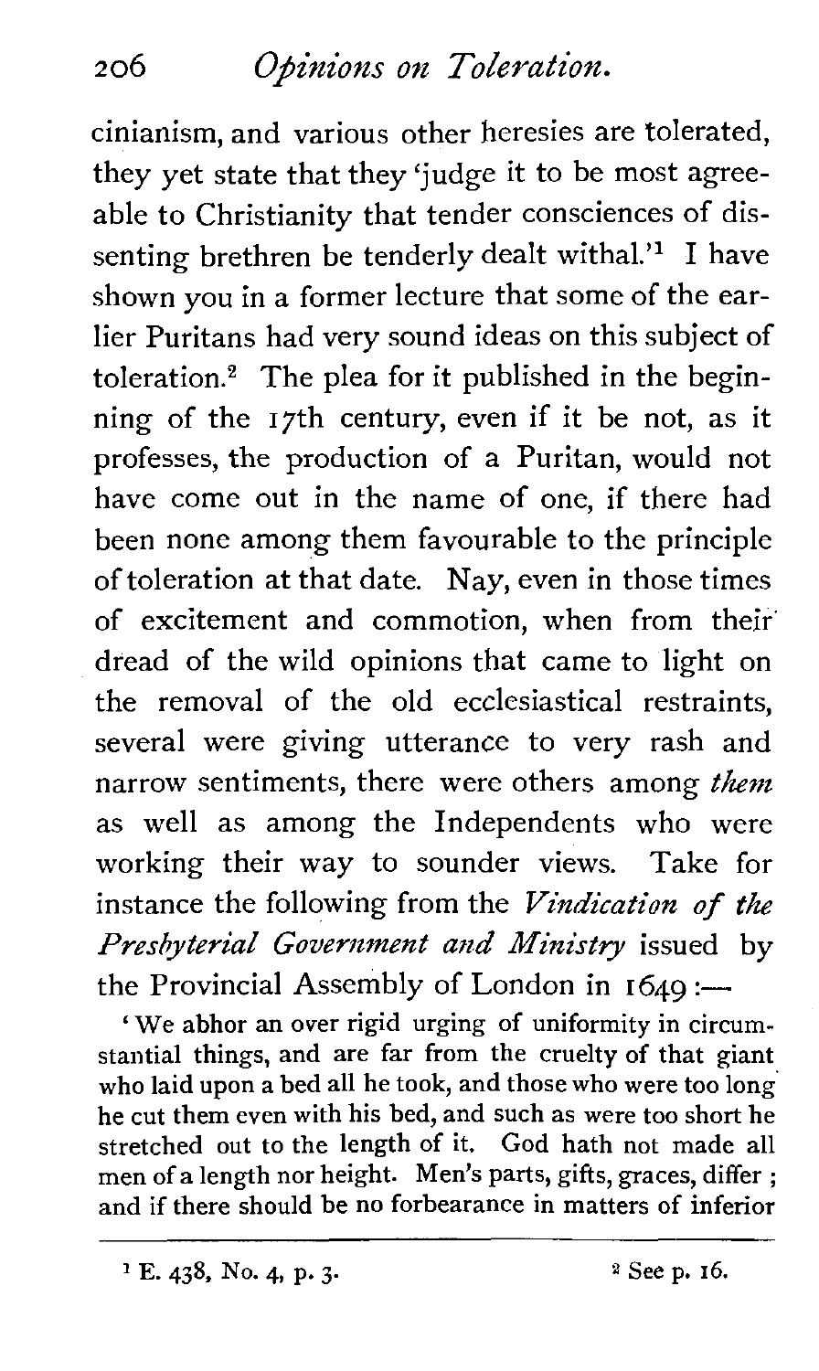cinianism, and various other heresies are tolerated, they yet state that they 'judge it to be most agreeable to Christianity that tender consciences of dissenting brethren be tenderly dealt withal.'[1] I have shown you in a former lecture that some of the earlier Puritans had very sound ideas on this subject of toleration.[2] The plea for it published in the beginning of the 17th century, even if it be not, as it professes, the production of a Puritan, would not have come out in the name of one, if there had been none among them favourable to the principle of toleration at that date. Nay, even in those times of excitement and commotion, when from their dread of the wild opinions that came to light on the removal of the old ecclesiastical restraints, several were giving utterance to very rash and narrow sentiments, there were others among *them* as well as among the Independents who were working their way to sounder views. Take for instance the following from the *Vindication of the Presbyterial Government and Ministry* issued by the Provincial Assembly of London in 1649:—

> 'We abhor an over rigid urging of uniformity in circumstantial things, and are far from the cruelty of that giant who laid upon a bed all he took, and those who were too long he cut them even with his bed, and such as were too short he stretched out to the length of it. God hath not made all men of a length nor height. Men's parts, gifts, graces, differ; and if there should be no forbearance in matters of inferior

---

[1] E. 438, No. 4, p. 3.

[2] See p. 16.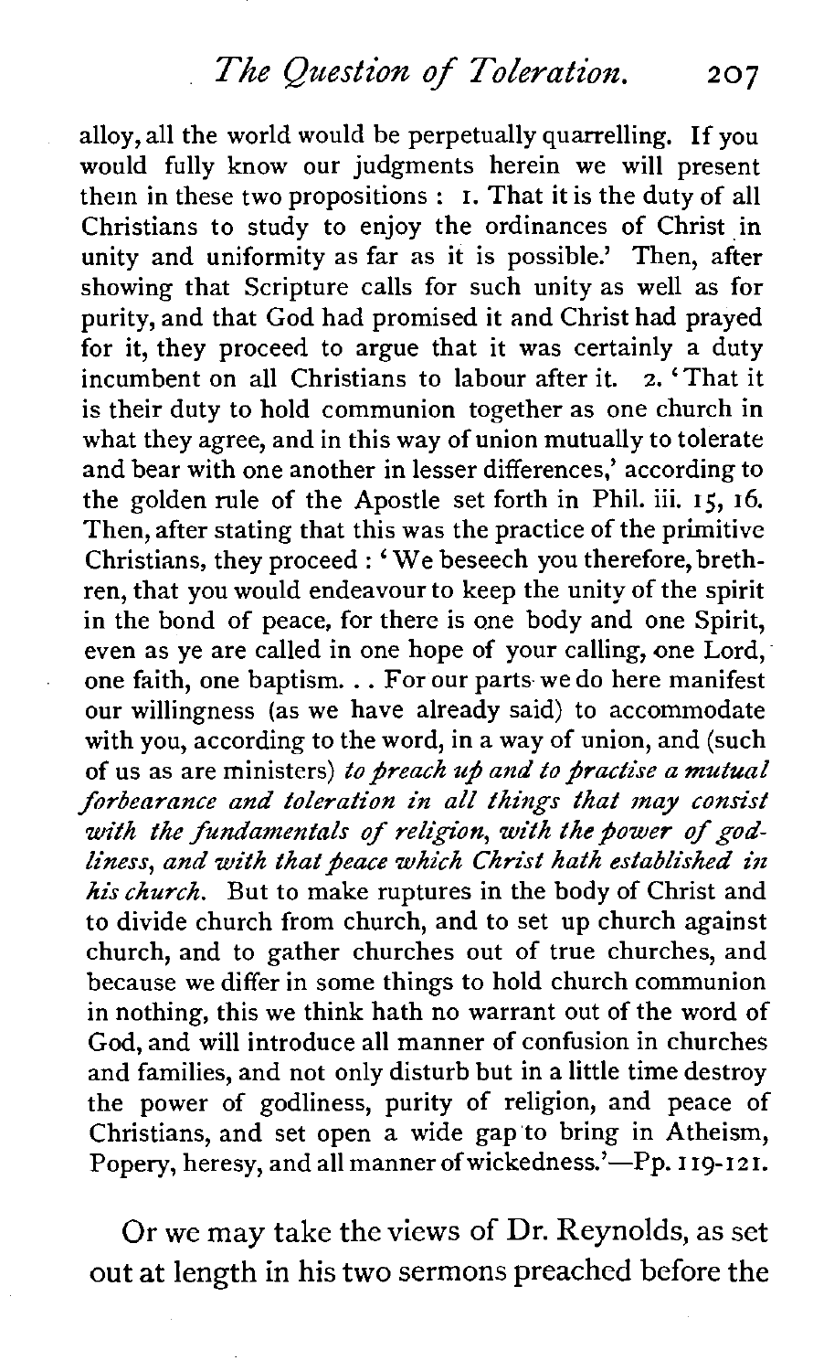alloy, all the world would be perpetually quarrelling. If you would fully know our judgments herein we will present them in these two propositions: 1. That it is the duty of all Christians to study to enjoy the ordinances of Christ in unity and uniformity as far as it is possible.' Then, after showing that Scripture calls for such unity as well as for purity, and that God had promised it and Christ had prayed for it, they proceed to argue that it was certainly a duty incumbent on all Christians to labour after it. 2. 'That it is their duty to hold communion together as one church in what they agree, and in this way of union mutually to tolerate and bear with one another in lesser differences,' according to the golden rule of the Apostle set forth in Phil. iii. 15, 16. Then, after stating that this was the practice of the primitive Christians, they proceed: 'We beseech you therefore, brethren, that you would endeavour to keep the unity of the spirit in the bond of peace, for there is one body and one Spirit, even as ye are called in one hope of your calling, one Lord, one faith, one baptism. . . For our parts we do here manifest our willingness (as we have already said) to accommodate with you, according to the word, in a way of union, and (such of us as are ministers) *to preach up and to practise a mutual forbearance and toleration in all things that may consist with the fundamentals of religion, with the power of godliness, and with that peace which Christ hath established in his church.* But to make ruptures in the body of Christ and to divide church from church, and to set up church against church, and to gather churches out of true churches, and because we differ in some things to hold church communion in nothing, this we think hath no warrant out of the word of God, and will introduce all manner of confusion in churches and families, and not only disturb but in a little time destroy the power of godliness, purity of religion, and peace of Christians, and set open a wide gap to bring in Atheism, Popery, heresy, and all manner of wickedness.'—Pp. 119-121.

Or we may take the views of Dr. Reynolds, as set out at length in his two sermons preached before the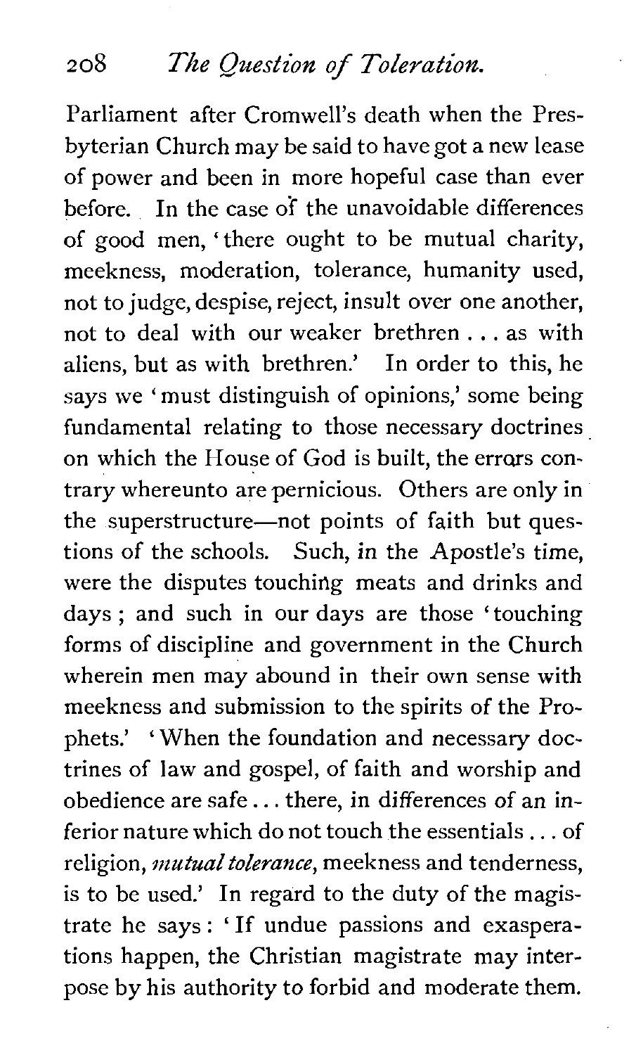Parliament after Cromwell's death when the Presbyterian Church may be said to have got a new lease of power and been in more hopeful case than ever before. In the case of the unavoidable differences of good men, 'there ought to be mutual charity, meekness, moderation, tolerance, humanity used, not to judge, despise, reject, insult over one another, not to deal with our weaker brethren . . . as with aliens, but as with brethren.' In order to this, he says we 'must distinguish of opinions,' some being fundamental relating to those necessary doctrines on which the House of God is built, the errors contrary whereunto are pernicious. Others are only in the superstructure—not points of faith but questions of the schools. Such, in the Apostle's time, were the disputes touching meats and drinks and days; and such in our days are those 'touching forms of discipline and government in the Church wherein men may abound in their own sense with meekness and submission to the spirits of the Prophets.' 'When the foundation and necessary doctrines of law and gospel, of faith and worship and obedience are safe . . . there, in differences of an inferior nature which do not touch the essentials . . . of religion, *mutual tolerance*, meekness and tenderness, is to be used.' In regard to the duty of the magistrate he says: 'If undue passions and exasperations happen, the Christian magistrate may interpose by his authority to forbid and moderate them.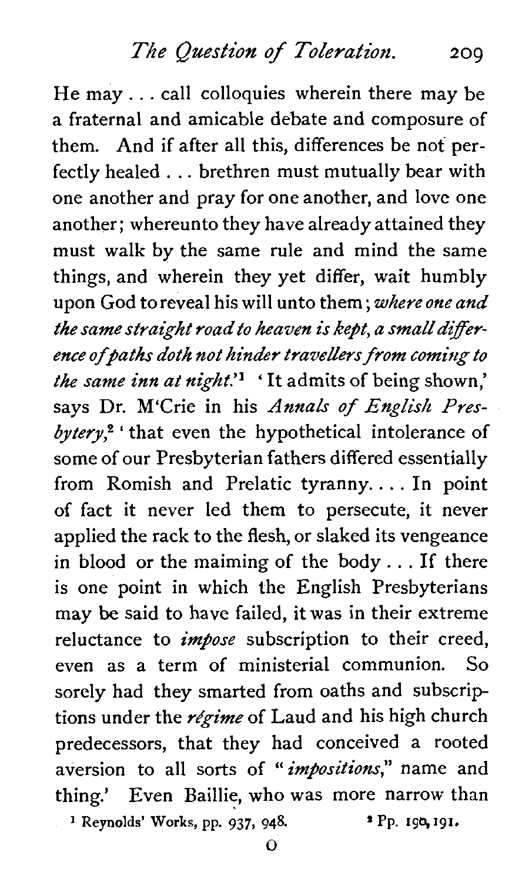He may . . . call colloquies wherein there may be a fraternal and amicable debate and composure of them. And if after all this, differences be not perfectly healed . . . brethren must mutually bear with one another and pray for one another, and love one another; whereunto they have already attained they must walk by the same rule and mind the same things, and wherein they yet differ, wait humbly upon God to reveal his will unto them; *where one and the same straight road to heaven is kept, a small difference of paths doth not hinder travellers from coming to the same inn at night*.'[1] 'It admits of being shown,' says Dr. M'Crie in his *Annals of English Presbytery*,[2] 'that even the hypothetical intolerance of some of our Presbyterian fathers differed essentially from Romish and Prelatic tyranny. . . . In point of fact it never led them to persecute, it never applied the rack to the flesh, or slaked its vengeance in blood or the maiming of the body . . . If there is one point in which the English Presbyterians may be said to have failed, it was in their extreme reluctance to *impose* subscription to their creed, even as a term of ministerial communion. So sorely had they smarted from oaths and subscriptions under the *régime* of Laud and his high church predecessors, that they had conceived a rooted aversion to all sorts of "*impositions*," name and thing.' Even Baillie, who was more narrow than

[1] Reynolds' Works, pp. 937, 948.  [2] Pp. 190, 191.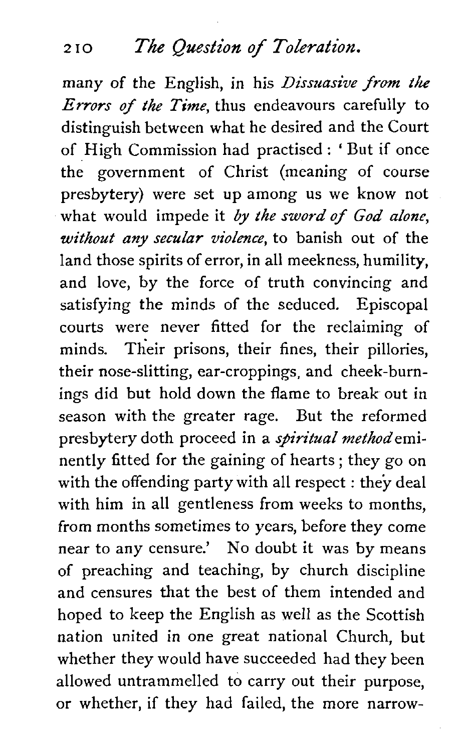many of the English, in his *Dissuasive from the Errors of the Time*, thus endeavours carefully to distinguish between what he desired and the Court of High Commission had practised: 'But if once the government of Christ (meaning of course presbytery) were set up among us we know not what would impede it *by the sword of God alone, without any secular violence*, to banish out of the land those spirits of error, in all meekness, humility, and love, by the force of truth convincing and satisfying the minds of the seduced. Episcopal courts were never fitted for the reclaiming of minds. Their prisons, their fines, their pillories, their nose-slitting, ear-croppings, and cheek-burnings did but hold down the flame to break out in season with the greater rage. But the reformed presbytery doth proceed in a *spiritual method* eminently fitted for the gaining of hearts; they go on with the offending party with all respect: they deal with him in all gentleness from weeks to months, from months sometimes to years, before they come near to any censure.' No doubt it was by means of preaching and teaching, by church discipline and censures that the best of them intended and hoped to keep the English as well as the Scottish nation united in one great national Church, but whether they would have succeeded had they been allowed untrammelled to carry out their purpose, or whether, if they had failed, the more narrow-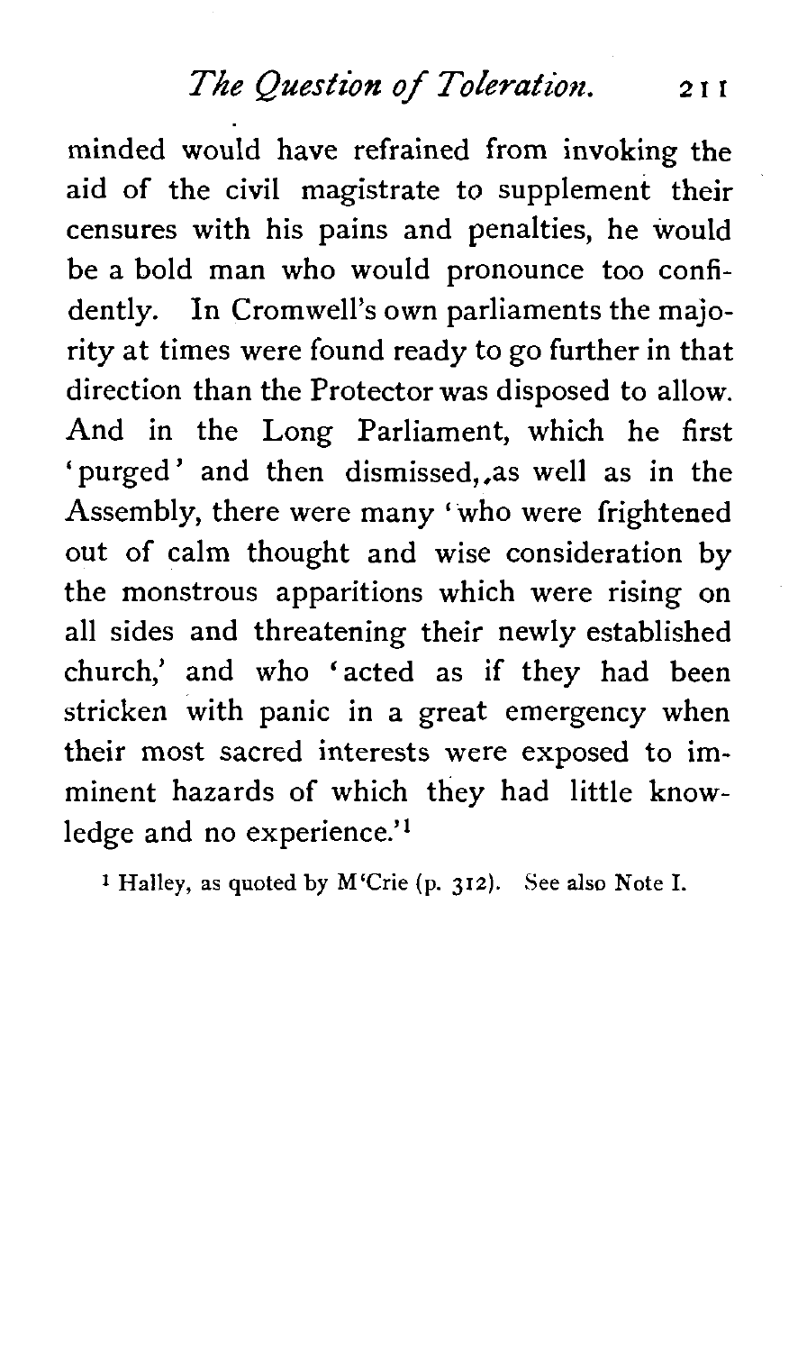minded would have refrained from invoking the aid of the civil magistrate to supplement their censures with his pains and penalties, he would be a bold man who would pronounce too confidently. In Cromwell's own parliaments the majority at times were found ready to go further in that direction than the Protector was disposed to allow. And in the Long Parliament, which he first 'purged' and then dismissed, as well as in the Assembly, there were many 'who were frightened out of calm thought and wise consideration by the monstrous apparitions which were rising on all sides and threatening their newly established church,' and who 'acted as if they had been stricken with panic in a great emergency when their most sacred interests were exposed to imminent hazards of which they had little knowledge and no experience.'[1]

[1] Halley, as quoted by M'Crie (p. 312). See also Note I.